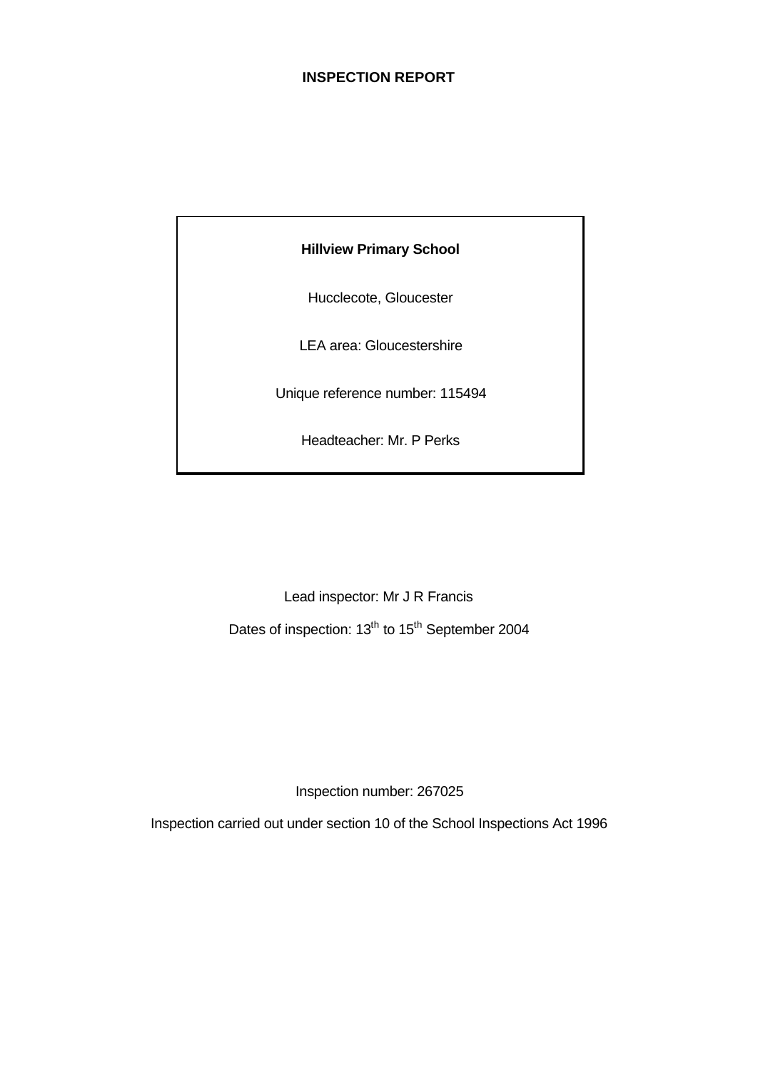# INSPECTION REPORT

**Hillview Primary School**

Hucclecote, Gloucester

LEA area: Gloucestershire

Unique reference number: 115494

Headteacher: Mr. P Perks

Lead inspector: Mr J R Francis

Dates of inspection: 13th to 15th September 2004

Inspection number: 267025

Inspection carried out under section 10 of the School Inspections Act 1996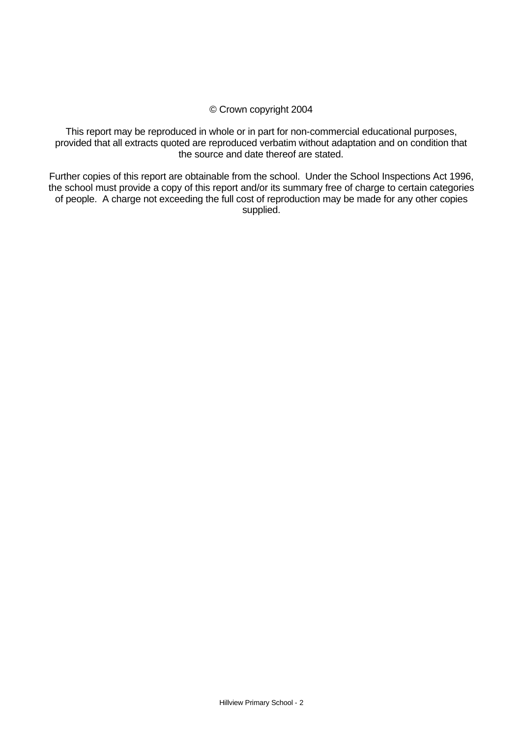© Crown copyright 2004

This report may be reproduced in whole or in part for non-commercial educational purposes, provided that all extracts quoted are reproduced verbatim without adaptation and on condition that the source and date thereof are stated.

Further copies of this report are obtainable from the school. Under the School Inspections Act 1996, the school must provide a copy of this report and/or its summary free of charge to certain categories of people. A charge not exceeding the full cost of reproduction may be made for any other copies supplied.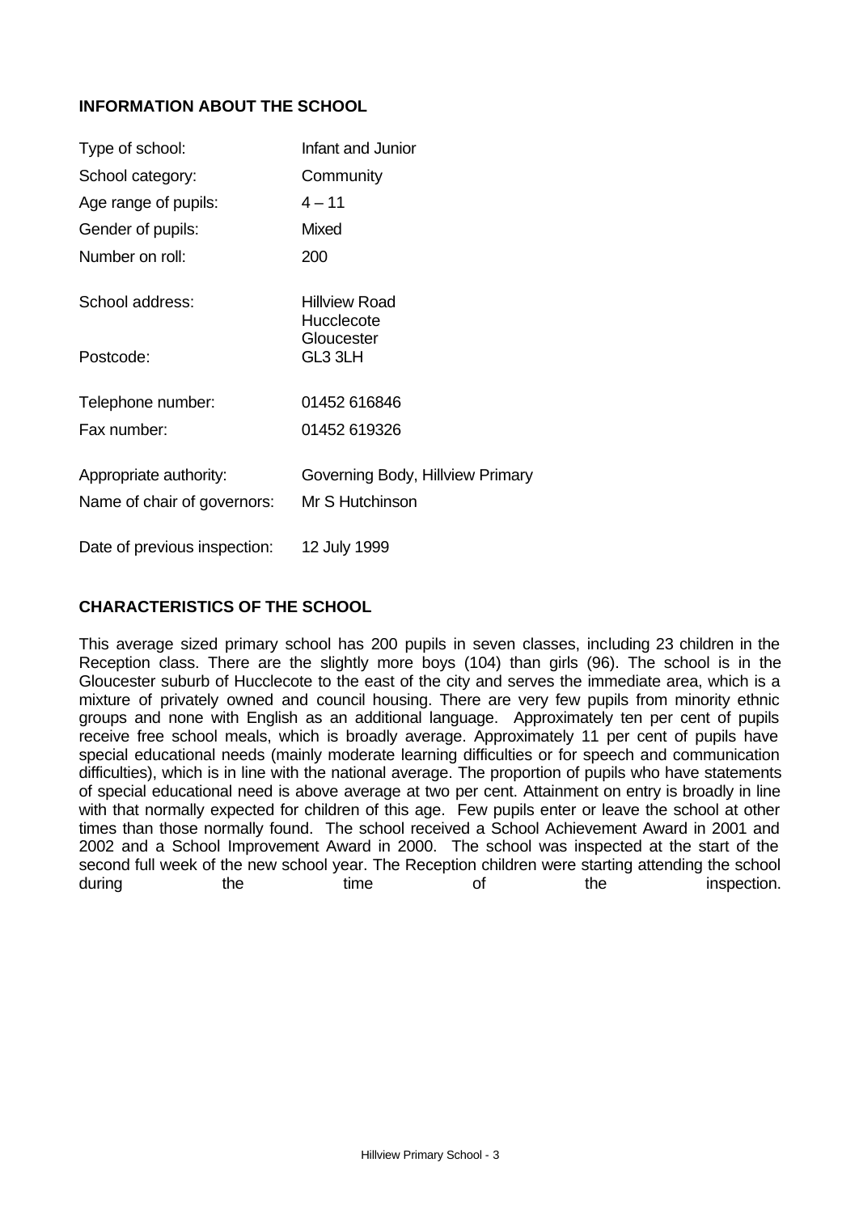## INFORMATION ABOUT THE SCHOOL

| | |
|---|---|
| Type of school: | Infant and Junior |
| School category: | Community |
| Age range of pupils: | 4 – 11 |
| Gender of pupils: | Mixed |
| Number on roll: | 200 |
| School address: | Hillview Road<br>Hucclecote<br>Gloucester |
| Postcode: | GL3 3LH |
| Telephone number: | 01452 616846 |
| Fax number: | 01452 619326 |
| Appropriate authority: | Governing Body, Hillview Primary |
| Name of chair of governors: | Mr S Hutchinson |
| Date of previous inspection: | 12 July 1999 |

## CHARACTERISTICS OF THE SCHOOL

This average sized primary school has 200 pupils in seven classes, including 23 children in the Reception class. There are the slightly more boys (104) than girls (96). The school is in the Gloucester suburb of Hucclecote to the east of the city and serves the immediate area, which is a mixture of privately owned and council housing. There are very few pupils from minority ethnic groups and none with English as an additional language. Approximately ten per cent of pupils receive free school meals, which is broadly average. Approximately 11 per cent of pupils have special educational needs (mainly moderate learning difficulties or for speech and communication difficulties), which is in line with the national average. The proportion of pupils who have statements of special educational need is above average at two per cent. Attainment on entry is broadly in line with that normally expected for children of this age. Few pupils enter or leave the school at other times than those normally found. The school received a School Achievement Award in 2001 and 2002 and a School Improvement Award in 2000. The school was inspected at the start of the second full week of the new school year. The Reception children were starting attending the school during the time of the inspection.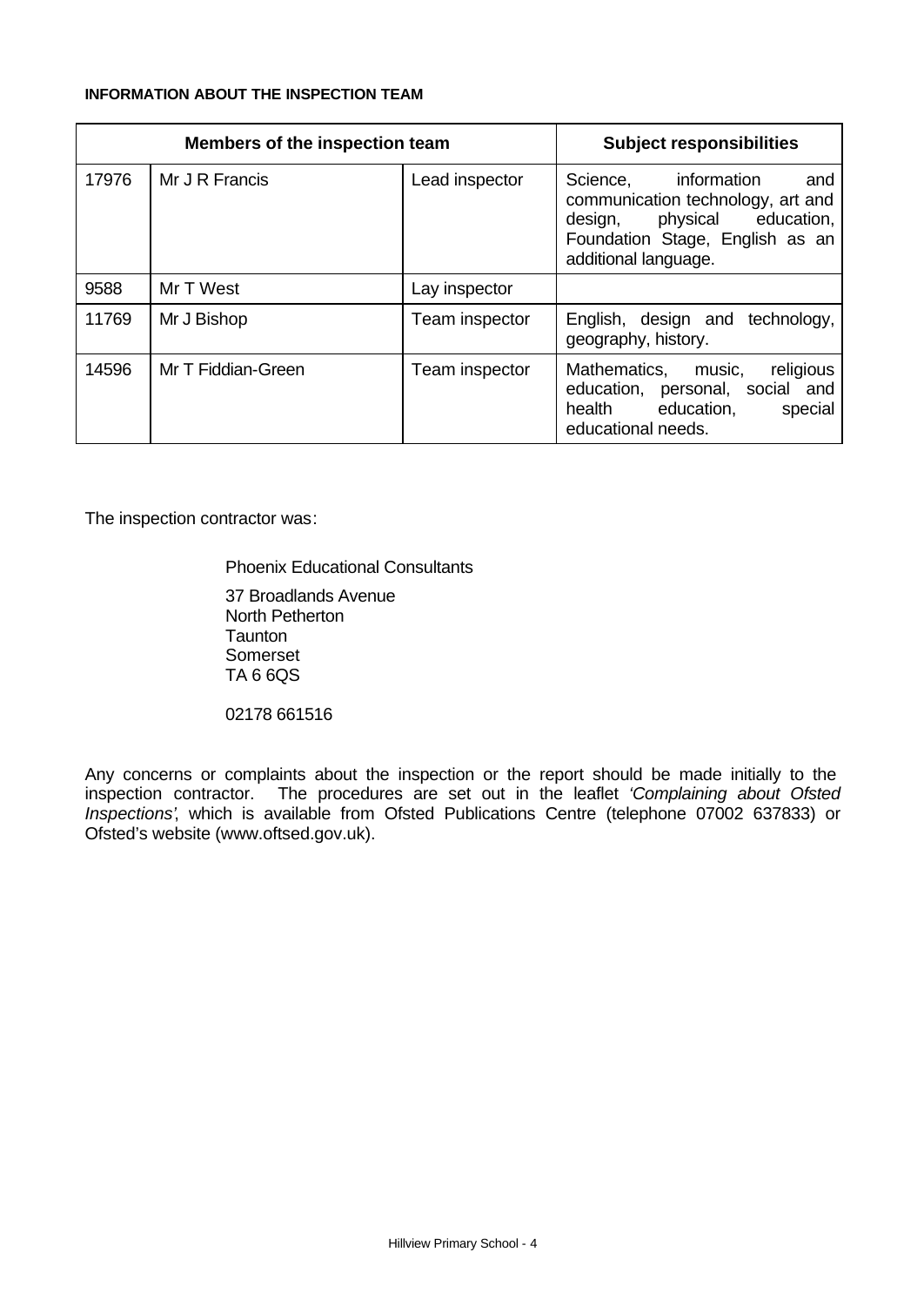**INFORMATION ABOUT THE INSPECTION TEAM**

| Members of the inspection team | | | Subject responsibilities |
|---|---|---|---|
| 17976 | Mr J R Francis | Lead inspector | Science, information and communication technology, art and design, physical education, Foundation Stage, English as an additional language. |
| 9588 | Mr T West | Lay inspector | |
| 11769 | Mr J Bishop | Team inspector | English, design and technology, geography, history. |
| 14596 | Mr T Fiddian-Green | Team inspector | Mathematics, music, religious education, personal, social and health education, special educational needs. |

The inspection contractor was:

Phoenix Educational Consultants

37 Broadlands Avenue
North Petherton
Taunton
Somerset
TA 6 6QS

02178 661516

Any concerns or complaints about the inspection or the report should be made initially to the inspection contractor. The procedures are set out in the leaflet *'Complaining about Ofsted Inspections'*, which is available from Ofsted Publications Centre (telephone 07002 637833) or Ofsted's website (www.oftsed.gov.uk).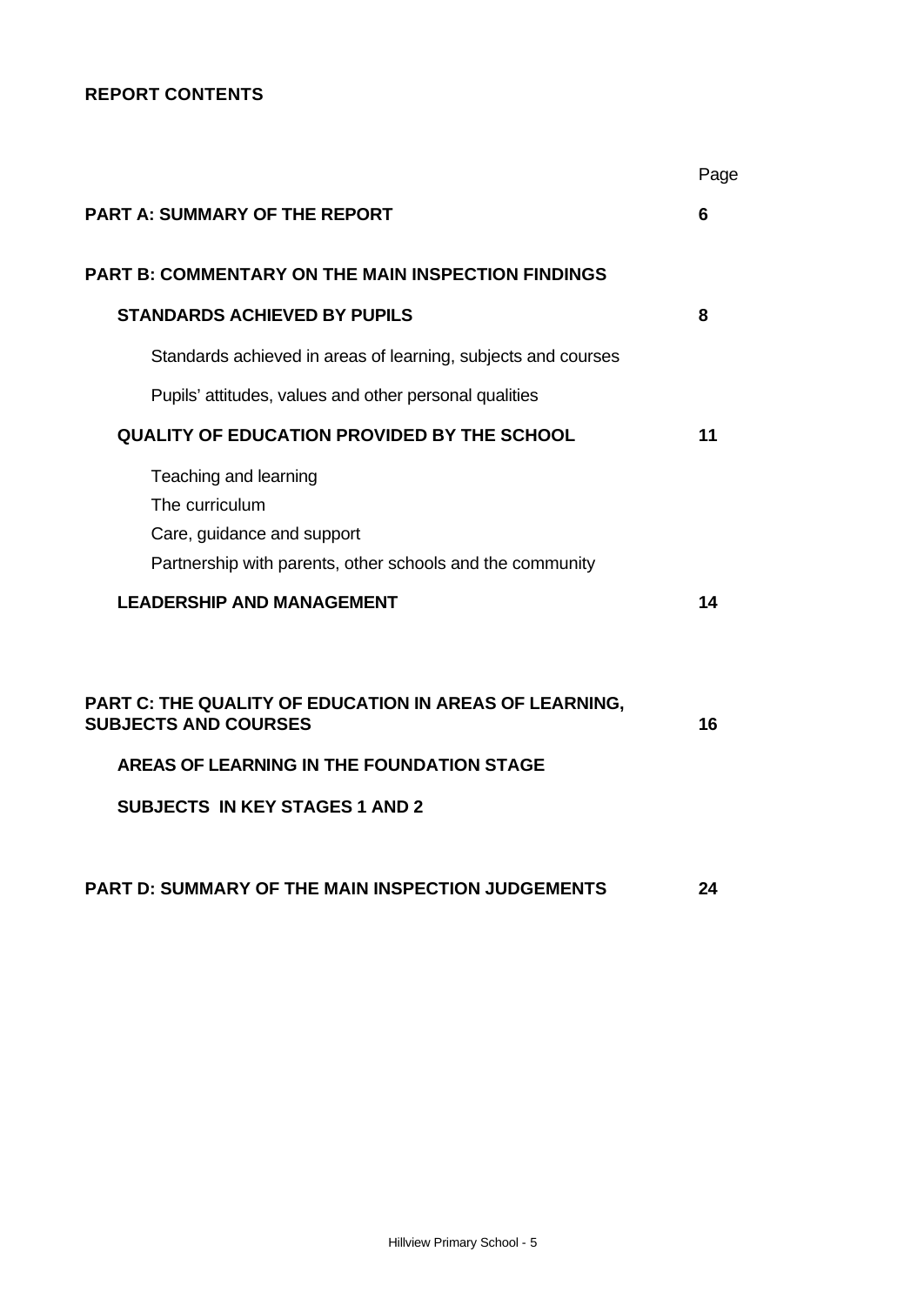**REPORT CONTENTS**

| | Page |
|---|---|
| **PART A: SUMMARY OF THE REPORT** | **6** |
| **PART B: COMMENTARY ON THE MAIN INSPECTION FINDINGS** | |
| **STANDARDS ACHIEVED BY PUPILS** | **8** |
| Standards achieved in areas of learning, subjects and courses | |
| Pupils' attitudes, values and other personal qualities | |
| **QUALITY OF EDUCATION PROVIDED BY THE SCHOOL** | **11** |
| Teaching and learning<br>The curriculum<br>Care, guidance and support<br>Partnership with parents, other schools and the community | |
| **LEADERSHIP AND MANAGEMENT** | **14** |
| **PART C: THE QUALITY OF EDUCATION IN AREAS OF LEARNING, SUBJECTS AND COURSES** | **16** |
| **AREAS OF LEARNING IN THE FOUNDATION STAGE** | |
| **SUBJECTS IN KEY STAGES 1 AND 2** | |
| **PART D: SUMMARY OF THE MAIN INSPECTION JUDGEMENTS** | **24** |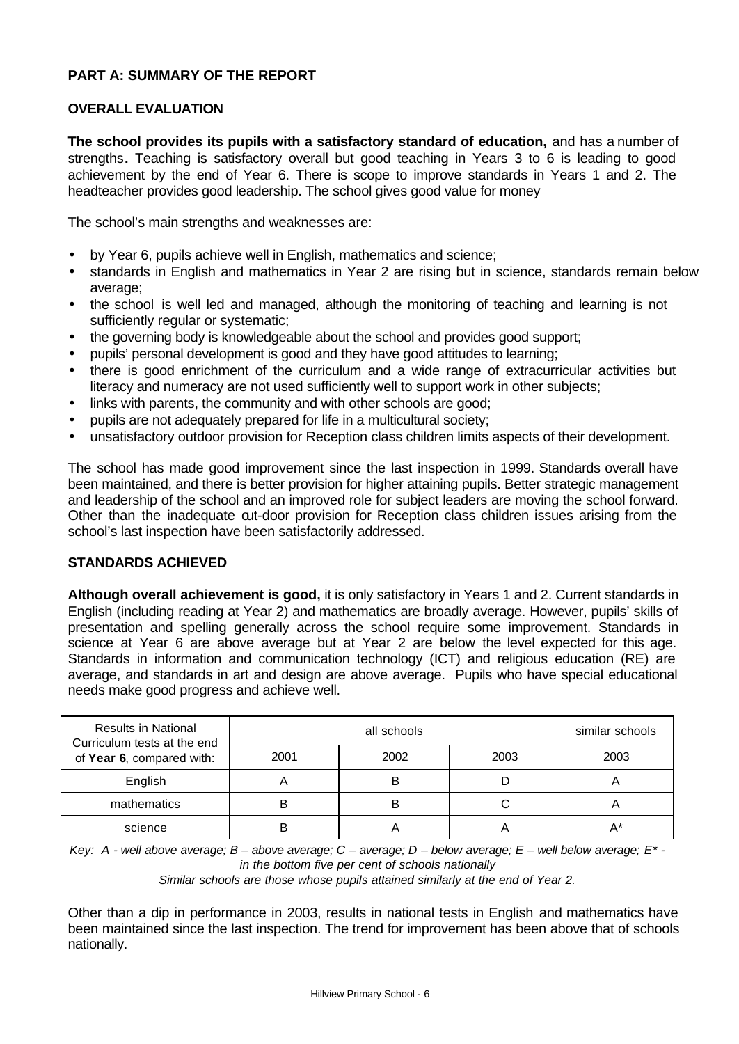## PART A: SUMMARY OF THE REPORT

### OVERALL EVALUATION

**The school provides its pupils with a satisfactory standard of education,** and has a number of strengths**.** Teaching is satisfactory overall but good teaching in Years 3 to 6 is leading to good achievement by the end of Year 6. There is scope to improve standards in Years 1 and 2. The headteacher provides good leadership. The school gives good value for money

The school's main strengths and weaknesses are:

- by Year 6, pupils achieve well in English, mathematics and science;
- standards in English and mathematics in Year 2 are rising but in science, standards remain below average;
- the school is well led and managed, although the monitoring of teaching and learning is not sufficiently regular or systematic;
- the governing body is knowledgeable about the school and provides good support;
- pupils' personal development is good and they have good attitudes to learning;
- there is good enrichment of the curriculum and a wide range of extracurricular activities but literacy and numeracy are not used sufficiently well to support work in other subjects;
- links with parents, the community and with other schools are good;
- pupils are not adequately prepared for life in a multicultural society;
- unsatisfactory outdoor provision for Reception class children limits aspects of their development.

The school has made good improvement since the last inspection in 1999. Standards overall have been maintained, and there is better provision for higher attaining pupils. Better strategic management and leadership of the school and an improved role for subject leaders are moving the school forward. Other than the inadequate out-door provision for Reception class children issues arising from the school's last inspection have been satisfactorily addressed.

### STANDARDS ACHIEVED

**Although overall achievement is good,** it is only satisfactory in Years 1 and 2. Current standards in English (including reading at Year 2) and mathematics are broadly average. However, pupils' skills of presentation and spelling generally across the school require some improvement. Standards in science at Year 6 are above average but at Year 2 are below the level expected for this age. Standards in information and communication technology (ICT) and religious education (RE) are average, and standards in art and design are above average. Pupils who have special educational needs make good progress and achieve well.

| Results in National Curriculum tests at the end of **Year 6**, compared with: | all schools | | | similar schools |
|---|---|---|---|---|
| | 2001 | 2002 | 2003 | 2003 |
| English | A | B | D | A |
| mathematics | B | B | C | A |
| science | B | A | A | A* |

*Key: A - well above average; B – above average; C – average; D – below average; E – well below average; E\* - in the bottom five per cent of schools nationally*

*Similar schools are those whose pupils attained similarly at the end of Year 2.*

Other than a dip in performance in 2003, results in national tests in English and mathematics have been maintained since the last inspection. The trend for improvement has been above that of schools nationally.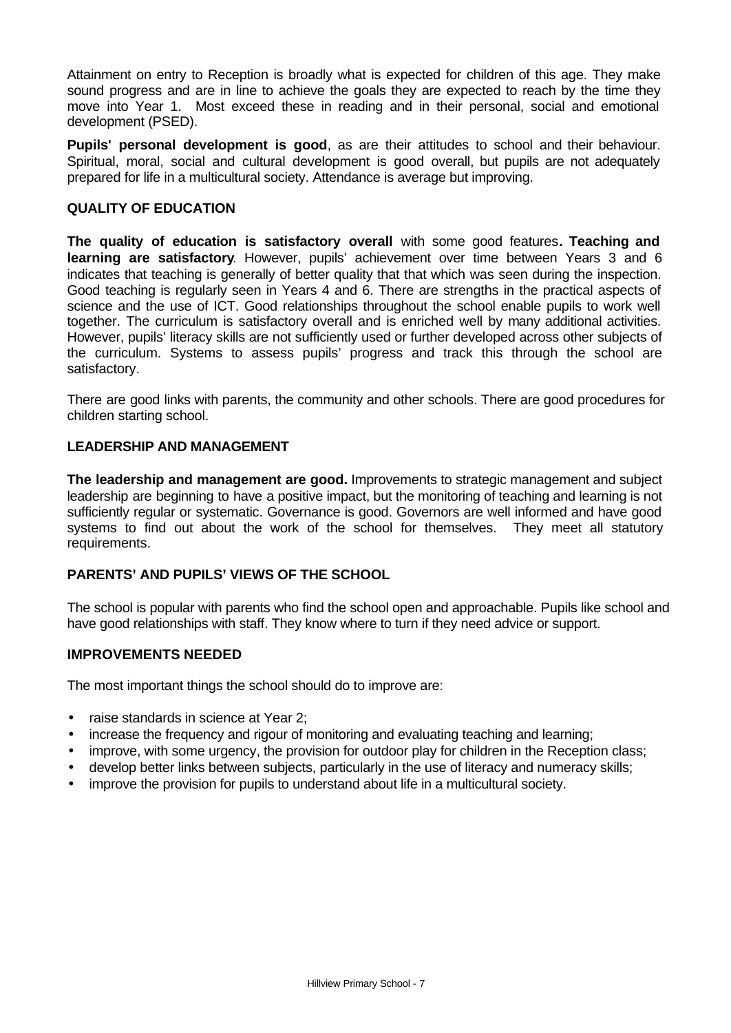Attainment on entry to Reception is broadly what is expected for children of this age. They make sound progress and are in line to achieve the goals they are expected to reach by the time they move into Year 1. Most exceed these in reading and in their personal, social and emotional development (PSED).

**Pupils' personal development is good**, as are their attitudes to school and their behaviour. Spiritual, moral, social and cultural development is good overall, but pupils are not adequately prepared for life in a multicultural society. Attendance is average but improving.

### QUALITY OF EDUCATION

**The quality of education is satisfactory overall** with some good features**. Teaching and learning are satisfactory**. However, pupils' achievement over time between Years 3 and 6 indicates that teaching is generally of better quality that that which was seen during the inspection. Good teaching is regularly seen in Years 4 and 6. There are strengths in the practical aspects of science and the use of ICT. Good relationships throughout the school enable pupils to work well together. The curriculum is satisfactory overall and is enriched well by many additional activities. However, pupils' literacy skills are not sufficiently used or further developed across other subjects of the curriculum. Systems to assess pupils' progress and track this through the school are satisfactory.

There are good links with parents, the community and other schools. There are good procedures for children starting school.

### LEADERSHIP AND MANAGEMENT

**The leadership and management are good.** Improvements to strategic management and subject leadership are beginning to have a positive impact, but the monitoring of teaching and learning is not sufficiently regular or systematic. Governance is good. Governors are well informed and have good systems to find out about the work of the school for themselves. They meet all statutory requirements.

### PARENTS' AND PUPILS' VIEWS OF THE SCHOOL

The school is popular with parents who find the school open and approachable. Pupils like school and have good relationships with staff. They know where to turn if they need advice or support.

### IMPROVEMENTS NEEDED

The most important things the school should do to improve are:

- raise standards in science at Year 2;
- increase the frequency and rigour of monitoring and evaluating teaching and learning;
- improve, with some urgency, the provision for outdoor play for children in the Reception class;
- develop better links between subjects, particularly in the use of literacy and numeracy skills;
- improve the provision for pupils to understand about life in a multicultural society.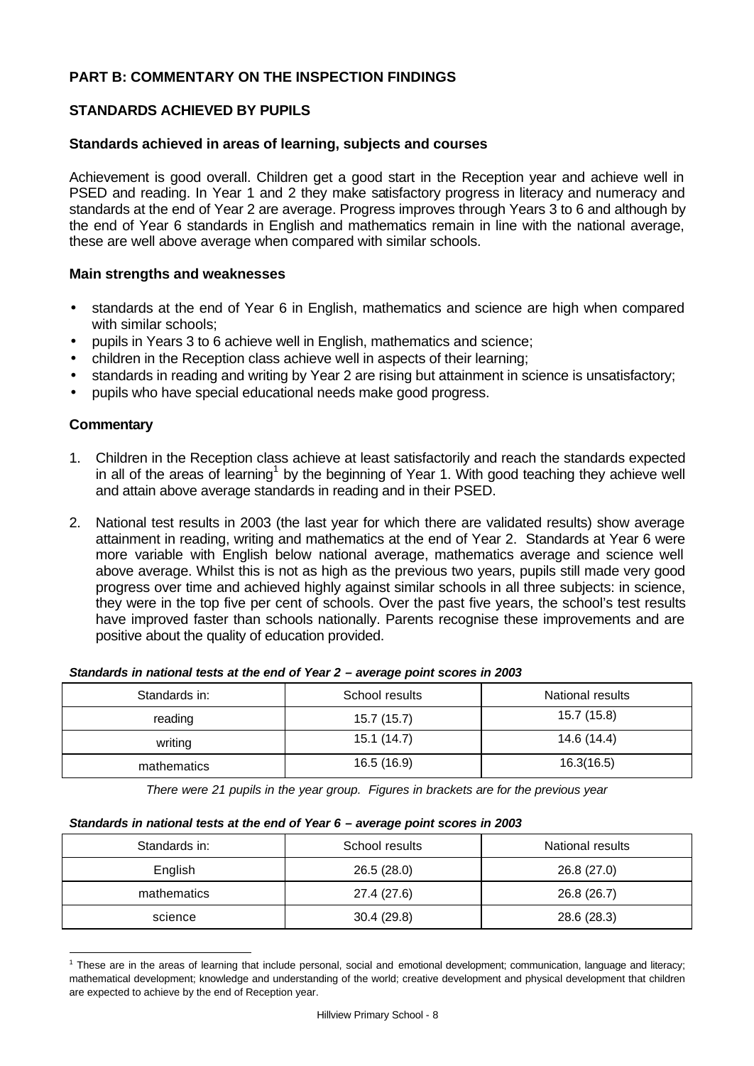## PART B: COMMENTARY ON THE INSPECTION FINDINGS

### STANDARDS ACHIEVED BY PUPILS

#### Standards achieved in areas of learning, subjects and courses

Achievement is good overall. Children get a good start in the Reception year and achieve well in PSED and reading. In Year 1 and 2 they make satisfactory progress in literacy and numeracy and standards at the end of Year 2 are average. Progress improves through Years 3 to 6 and although by the end of Year 6 standards in English and mathematics remain in line with the national average, these are well above average when compared with similar schools.

#### Main strengths and weaknesses

- standards at the end of Year 6 in English, mathematics and science are high when compared with similar schools;
- pupils in Years 3 to 6 achieve well in English, mathematics and science;
- children in the Reception class achieve well in aspects of their learning;
- standards in reading and writing by Year 2 are rising but attainment in science is unsatisfactory;
- pupils who have special educational needs make good progress.

#### Commentary

1. Children in the Reception class achieve at least satisfactorily and reach the standards expected in all of the areas of learning[1] by the beginning of Year 1. With good teaching they achieve well and attain above average standards in reading and in their PSED.

2. National test results in 2003 (the last year for which there are validated results) show average attainment in reading, writing and mathematics at the end of Year 2. Standards at Year 6 were more variable with English below national average, mathematics average and science well above average. Whilst this is not as high as the previous two years, pupils still made very good progress over time and achieved highly against similar schools in all three subjects: in science, they were in the top five per cent of schools. Over the past five years, the school's test results have improved faster than schools nationally. Parents recognise these improvements and are positive about the quality of education provided.

***Standards in national tests at the end of Year 2 – average point scores in 2003***

| Standards in: | School results | National results |
|---|---|---|
| reading | 15.7 (15.7) | 15.7 (15.8) |
| writing | 15.1 (14.7) | 14.6 (14.4) |
| mathematics | 16.5 (16.9) | 16.3(16.5) |

*There were 21 pupils in the year group. Figures in brackets are for the previous year*

***Standards in national tests at the end of Year 6 – average point scores in 2003***

| Standards in: | School results | National results |
|---|---|---|
| English | 26.5 (28.0) | 26.8 (27.0) |
| mathematics | 27.4 (27.6) | 26.8 (26.7) |
| science | 30.4 (29.8) | 28.6 (28.3) |

[1] These are in the areas of learning that include personal, social and emotional development; communication, language and literacy; mathematical development; knowledge and understanding of the world; creative development and physical development that children are expected to achieve by the end of Reception year.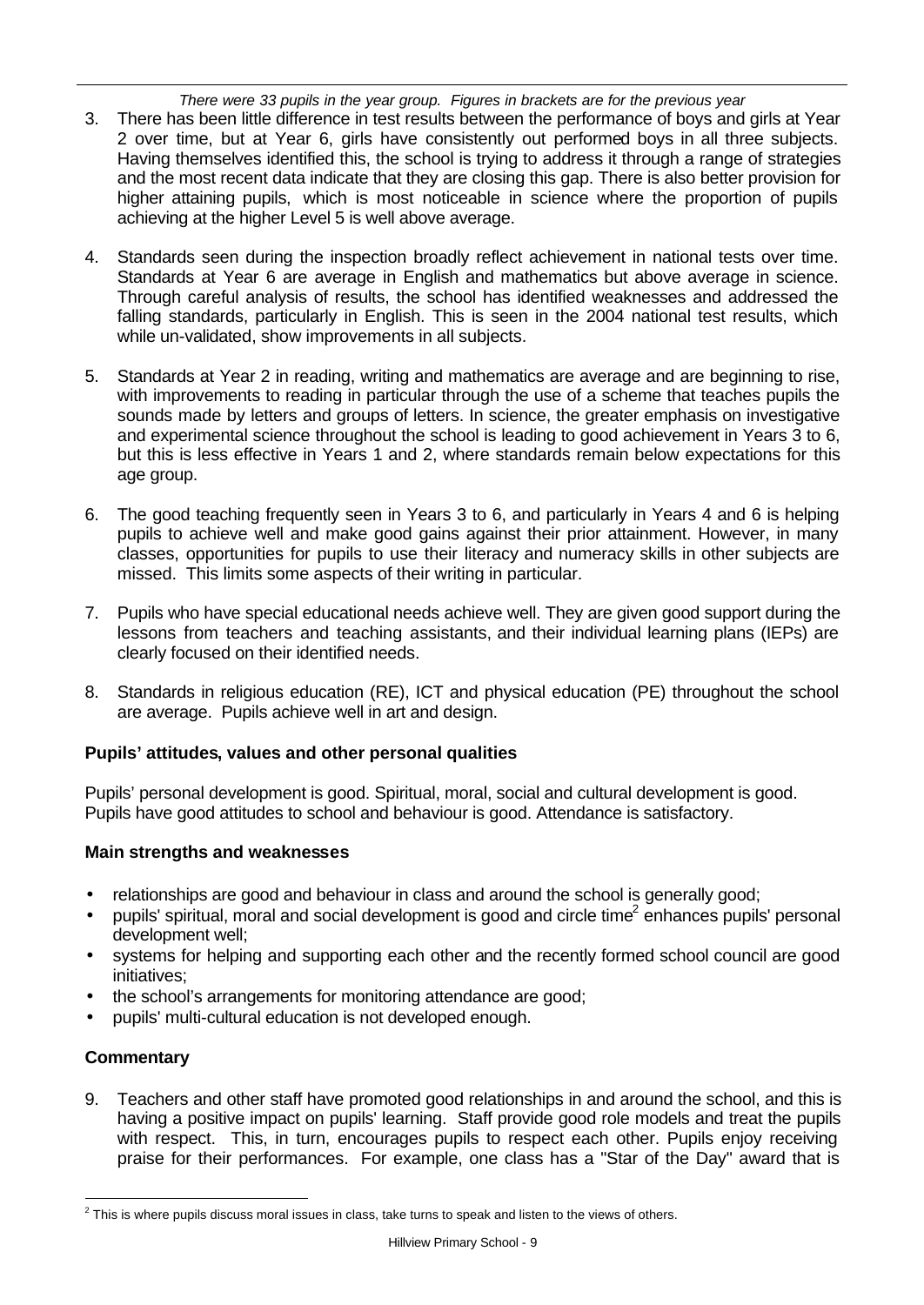*There were 33 pupils in the year group. Figures in brackets are for the previous year*

3. There has been little difference in test results between the performance of boys and girls at Year 2 over time, but at Year 6, girls have consistently out performed boys in all three subjects. Having themselves identified this, the school is trying to address it through a range of strategies and the most recent data indicate that they are closing this gap. There is also better provision for higher attaining pupils, which is most noticeable in science where the proportion of pupils achieving at the higher Level 5 is well above average.

4. Standards seen during the inspection broadly reflect achievement in national tests over time. Standards at Year 6 are average in English and mathematics but above average in science. Through careful analysis of results, the school has identified weaknesses and addressed the falling standards, particularly in English. This is seen in the 2004 national test results, which while un-validated, show improvements in all subjects.

5. Standards at Year 2 in reading, writing and mathematics are average and are beginning to rise, with improvements to reading in particular through the use of a scheme that teaches pupils the sounds made by letters and groups of letters. In science, the greater emphasis on investigative and experimental science throughout the school is leading to good achievement in Years 3 to 6, but this is less effective in Years 1 and 2, where standards remain below expectations for this age group.

6. The good teaching frequently seen in Years 3 to 6, and particularly in Years 4 and 6 is helping pupils to achieve well and make good gains against their prior attainment. However, in many classes, opportunities for pupils to use their literacy and numeracy skills in other subjects are missed. This limits some aspects of their writing in particular.

7. Pupils who have special educational needs achieve well. They are given good support during the lessons from teachers and teaching assistants, and their individual learning plans (IEPs) are clearly focused on their identified needs.

8. Standards in religious education (RE), ICT and physical education (PE) throughout the school are average. Pupils achieve well in art and design.

**Pupils' attitudes, values and other personal qualities**

Pupils' personal development is good. Spiritual, moral, social and cultural development is good. Pupils have good attitudes to school and behaviour is good. Attendance is satisfactory.

**Main strengths and weaknesses**

- relationships are good and behaviour in class and around the school is generally good;
- pupils' spiritual, moral and social development is good and circle time[2] enhances pupils' personal development well;
- systems for helping and supporting each other and the recently formed school council are good initiatives;
- the school's arrangements for monitoring attendance are good;
- pupils' multi-cultural education is not developed enough.

**Commentary**

9. Teachers and other staff have promoted good relationships in and around the school, and this is having a positive impact on pupils' learning. Staff provide good role models and treat the pupils with respect. This, in turn, encourages pupils to respect each other. Pupils enjoy receiving praise for their performances. For example, one class has a "Star of the Day" award that is

[2] This is where pupils discuss moral issues in class, take turns to speak and listen to the views of others.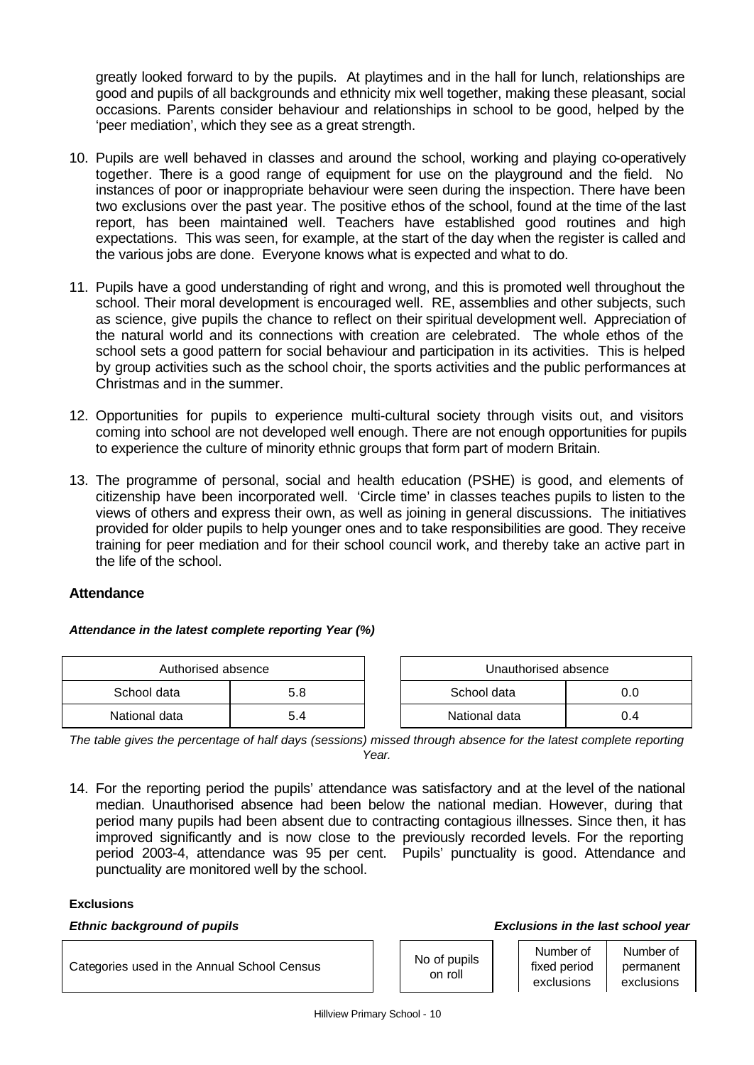greatly looked forward to by the pupils. At playtimes and in the hall for lunch, relationships are good and pupils of all backgrounds and ethnicity mix well together, making these pleasant, social occasions. Parents consider behaviour and relationships in school to be good, helped by the 'peer mediation', which they see as a great strength.

10. Pupils are well behaved in classes and around the school, working and playing co-operatively together. There is a good range of equipment for use on the playground and the field. No instances of poor or inappropriate behaviour were seen during the inspection. There have been two exclusions over the past year. The positive ethos of the school, found at the time of the last report, has been maintained well. Teachers have established good routines and high expectations. This was seen, for example, at the start of the day when the register is called and the various jobs are done. Everyone knows what is expected and what to do.

11. Pupils have a good understanding of right and wrong, and this is promoted well throughout the school. Their moral development is encouraged well. RE, assemblies and other subjects, such as science, give pupils the chance to reflect on their spiritual development well. Appreciation of the natural world and its connections with creation are celebrated. The whole ethos of the school sets a good pattern for social behaviour and participation in its activities. This is helped by group activities such as the school choir, the sports activities and the public performances at Christmas and in the summer.

12. Opportunities for pupils to experience multi-cultural society through visits out, and visitors coming into school are not developed well enough. There are not enough opportunities for pupils to experience the culture of minority ethnic groups that form part of modern Britain.

13. The programme of personal, social and health education (PSHE) is good, and elements of citizenship have been incorporated well. 'Circle time' in classes teaches pupils to listen to the views of others and express their own, as well as joining in general discussions. The initiatives provided for older pupils to help younger ones and to take responsibilities are good. They receive training for peer mediation and for their school council work, and thereby take an active part in the life of the school.

### Attendance

***Attendance in the latest complete reporting Year (%)***

| Authorised absence | |
|---|---|
| School data | 5.8 |
| National data | 5.4 |

| Unauthorised absence | |
|---|---|
| School data | 0.0 |
| National data | 0.4 |

*The table gives the percentage of half days (sessions) missed through absence for the latest complete reporting Year.*

14. For the reporting period the pupils' attendance was satisfactory and at the level of the national median. Unauthorised absence had been below the national median. However, during that period many pupils had been absent due to contracting contagious illnesses. Since then, it has improved significantly and is now close to the previously recorded levels. For the reporting period 2003-4, attendance was 95 per cent. Pupils' punctuality is good. Attendance and punctuality are monitored well by the school.

**Exclusions**

***Ethnic background of pupils*** ***Exclusions in the last school year***

| Categories used in the Annual School Census | No of pupils on roll | Number of fixed period exclusions | Number of permanent exclusions |
|---|---|---|---|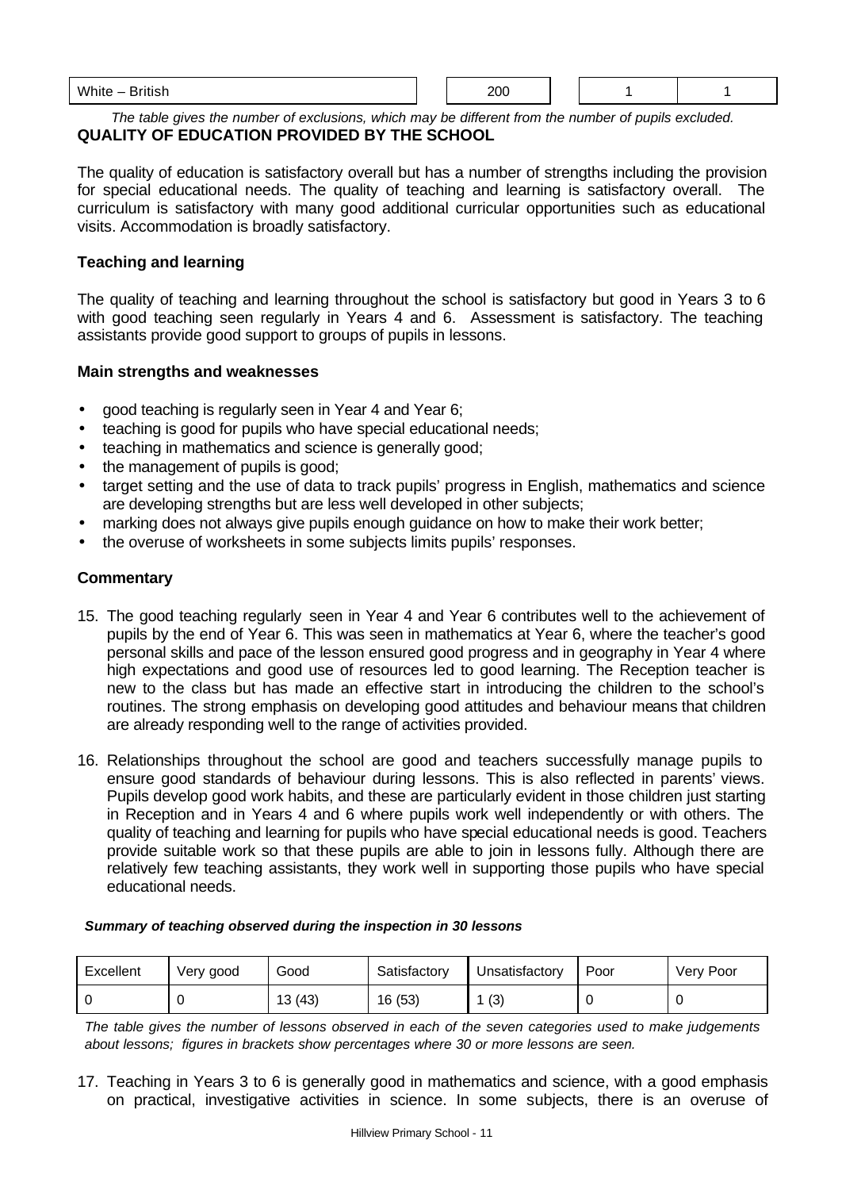| White – British | 200 | 1 | 1 |
|---|---|---|---|

*The table gives the number of exclusions, which may be different from the number of pupils excluded.*

## QUALITY OF EDUCATION PROVIDED BY THE SCHOOL

The quality of education is satisfactory overall but has a number of strengths including the provision for special educational needs. The quality of teaching and learning is satisfactory overall. The curriculum is satisfactory with many good additional curricular opportunities such as educational visits. Accommodation is broadly satisfactory.

### Teaching and learning

The quality of teaching and learning throughout the school is satisfactory but good in Years 3 to 6 with good teaching seen regularly in Years 4 and 6. Assessment is satisfactory. The teaching assistants provide good support to groups of pupils in lessons.

### Main strengths and weaknesses

- good teaching is regularly seen in Year 4 and Year 6;
- teaching is good for pupils who have special educational needs;
- teaching in mathematics and science is generally good;
- the management of pupils is good;
- target setting and the use of data to track pupils' progress in English, mathematics and science are developing strengths but are less well developed in other subjects;
- marking does not always give pupils enough guidance on how to make their work better;
- the overuse of worksheets in some subjects limits pupils' responses.

### Commentary

15. The good teaching regularly seen in Year 4 and Year 6 contributes well to the achievement of pupils by the end of Year 6. This was seen in mathematics at Year 6, where the teacher's good personal skills and pace of the lesson ensured good progress and in geography in Year 4 where high expectations and good use of resources led to good learning. The Reception teacher is new to the class but has made an effective start in introducing the children to the school's routines. The strong emphasis on developing good attitudes and behaviour means that children are already responding well to the range of activities provided.

16. Relationships throughout the school are good and teachers successfully manage pupils to ensure good standards of behaviour during lessons. This is also reflected in parents' views. Pupils develop good work habits, and these are particularly evident in those children just starting in Reception and in Years 4 and 6 where pupils work well independently or with others. The quality of teaching and learning for pupils who have special educational needs is good. Teachers provide suitable work so that these pupils are able to join in lessons fully. Although there are relatively few teaching assistants, they work well in supporting those pupils who have special educational needs.

***Summary of teaching observed during the inspection in 30 lessons***

| Excellent | Very good | Good | Satisfactory | Unsatisfactory | Poor | Very Poor |
|---|---|---|---|---|---|---|
| 0 | 0 | 13 (43) | 16 (53) | 1 (3) | 0 | 0 |

*The table gives the number of lessons observed in each of the seven categories used to make judgements about lessons; figures in brackets show percentages where 30 or more lessons are seen.*

17. Teaching in Years 3 to 6 is generally good in mathematics and science, with a good emphasis on practical, investigative activities in science. In some subjects, there is an overuse of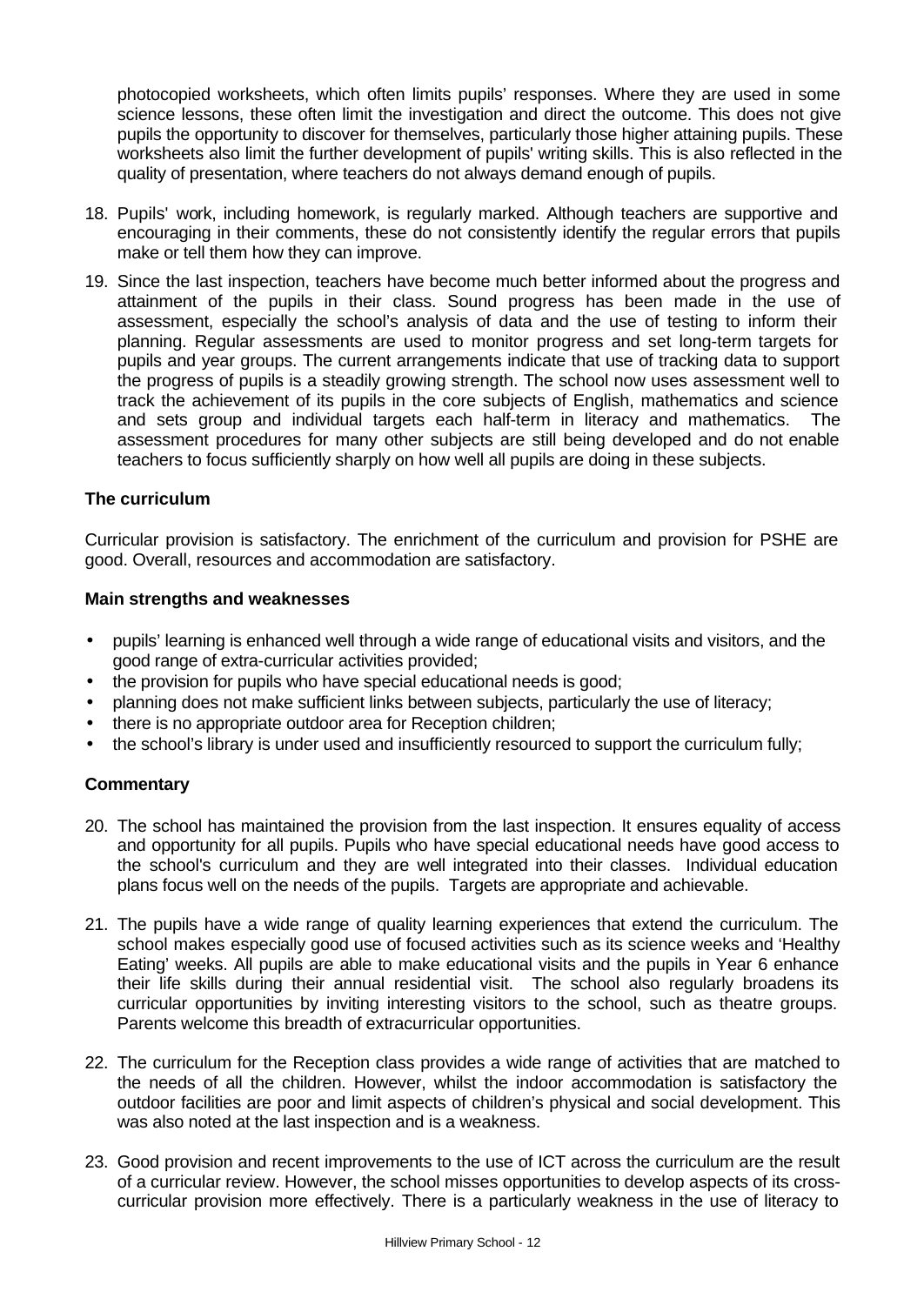photocopied worksheets, which often limits pupils' responses. Where they are used in some science lessons, these often limit the investigation and direct the outcome. This does not give pupils the opportunity to discover for themselves, particularly those higher attaining pupils. These worksheets also limit the further development of pupils' writing skills. This is also reflected in the quality of presentation, where teachers do not always demand enough of pupils.

18. Pupils' work, including homework, is regularly marked. Although teachers are supportive and encouraging in their comments, these do not consistently identify the regular errors that pupils make or tell them how they can improve.

19. Since the last inspection, teachers have become much better informed about the progress and attainment of the pupils in their class. Sound progress has been made in the use of assessment, especially the school's analysis of data and the use of testing to inform their planning. Regular assessments are used to monitor progress and set long-term targets for pupils and year groups. The current arrangements indicate that use of tracking data to support the progress of pupils is a steadily growing strength. The school now uses assessment well to track the achievement of its pupils in the core subjects of English, mathematics and science and sets group and individual targets each half-term in literacy and mathematics. The assessment procedures for many other subjects are still being developed and do not enable teachers to focus sufficiently sharply on how well all pupils are doing in these subjects.

### The curriculum

Curricular provision is satisfactory. The enrichment of the curriculum and provision for PSHE are good. Overall, resources and accommodation are satisfactory.

#### Main strengths and weaknesses

- pupils' learning is enhanced well through a wide range of educational visits and visitors, and the good range of extra-curricular activities provided;
- the provision for pupils who have special educational needs is good;
- planning does not make sufficient links between subjects, particularly the use of literacy;
- there is no appropriate outdoor area for Reception children;
- the school's library is under used and insufficiently resourced to support the curriculum fully;

#### Commentary

20. The school has maintained the provision from the last inspection. It ensures equality of access and opportunity for all pupils. Pupils who have special educational needs have good access to the school's curriculum and they are well integrated into their classes. Individual education plans focus well on the needs of the pupils. Targets are appropriate and achievable.

21. The pupils have a wide range of quality learning experiences that extend the curriculum. The school makes especially good use of focused activities such as its science weeks and 'Healthy Eating' weeks. All pupils are able to make educational visits and the pupils in Year 6 enhance their life skills during their annual residential visit. The school also regularly broadens its curricular opportunities by inviting interesting visitors to the school, such as theatre groups. Parents welcome this breadth of extracurricular opportunities.

22. The curriculum for the Reception class provides a wide range of activities that are matched to the needs of all the children. However, whilst the indoor accommodation is satisfactory the outdoor facilities are poor and limit aspects of children's physical and social development. This was also noted at the last inspection and is a weakness.

23. Good provision and recent improvements to the use of ICT across the curriculum are the result of a curricular review. However, the school misses opportunities to develop aspects of its cross-curricular provision more effectively. There is a particularly weakness in the use of literacy to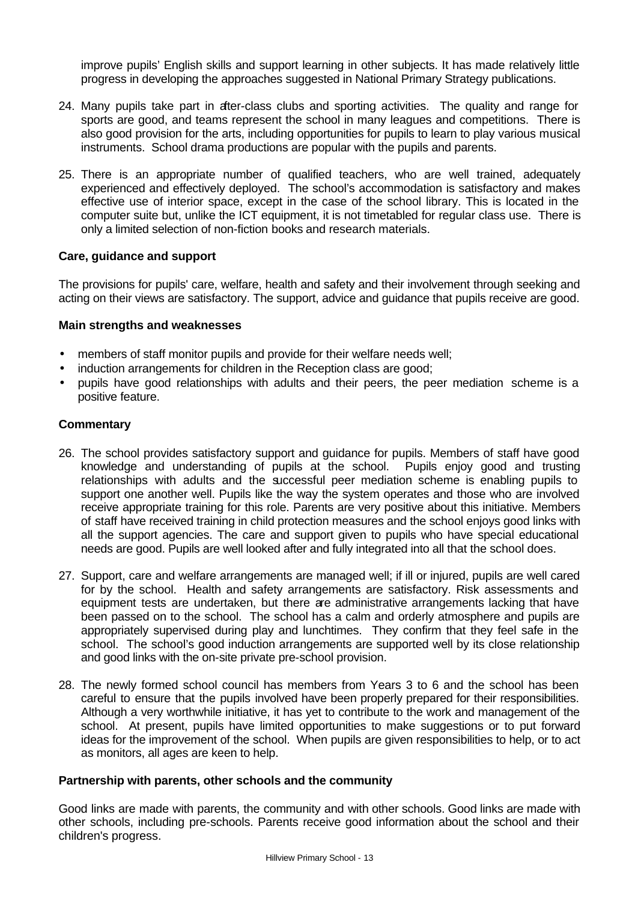improve pupils' English skills and support learning in other subjects. It has made relatively little progress in developing the approaches suggested in National Primary Strategy publications.

24. Many pupils take part in after-class clubs and sporting activities. The quality and range for sports are good, and teams represent the school in many leagues and competitions. There is also good provision for the arts, including opportunities for pupils to learn to play various musical instruments. School drama productions are popular with the pupils and parents.

25. There is an appropriate number of qualified teachers, who are well trained, adequately experienced and effectively deployed. The school's accommodation is satisfactory and makes effective use of interior space, except in the case of the school library. This is located in the computer suite but, unlike the ICT equipment, it is not timetabled for regular class use. There is only a limited selection of non-fiction books and research materials.

### Care, guidance and support

The provisions for pupils' care, welfare, health and safety and their involvement through seeking and acting on their views are satisfactory. The support, advice and guidance that pupils receive are good.

#### Main strengths and weaknesses

- members of staff monitor pupils and provide for their welfare needs well;
- induction arrangements for children in the Reception class are good;
- pupils have good relationships with adults and their peers, the peer mediation scheme is a positive feature.

#### Commentary

26. The school provides satisfactory support and guidance for pupils. Members of staff have good knowledge and understanding of pupils at the school. Pupils enjoy good and trusting relationships with adults and the successful peer mediation scheme is enabling pupils to support one another well. Pupils like the way the system operates and those who are involved receive appropriate training for this role. Parents are very positive about this initiative. Members of staff have received training in child protection measures and the school enjoys good links with all the support agencies. The care and support given to pupils who have special educational needs are good. Pupils are well looked after and fully integrated into all that the school does.

27. Support, care and welfare arrangements are managed well; if ill or injured, pupils are well cared for by the school. Health and safety arrangements are satisfactory. Risk assessments and equipment tests are undertaken, but there are administrative arrangements lacking that have been passed on to the school. The school has a calm and orderly atmosphere and pupils are appropriately supervised during play and lunchtimes. They confirm that they feel safe in the school. The school's good induction arrangements are supported well by its close relationship and good links with the on-site private pre-school provision.

28. The newly formed school council has members from Years 3 to 6 and the school has been careful to ensure that the pupils involved have been properly prepared for their responsibilities. Although a very worthwhile initiative, it has yet to contribute to the work and management of the school. At present, pupils have limited opportunities to make suggestions or to put forward ideas for the improvement of the school. When pupils are given responsibilities to help, or to act as monitors, all ages are keen to help.

### Partnership with parents, other schools and the community

Good links are made with parents, the community and with other schools. Good links are made with other schools, including pre-schools. Parents receive good information about the school and their children's progress.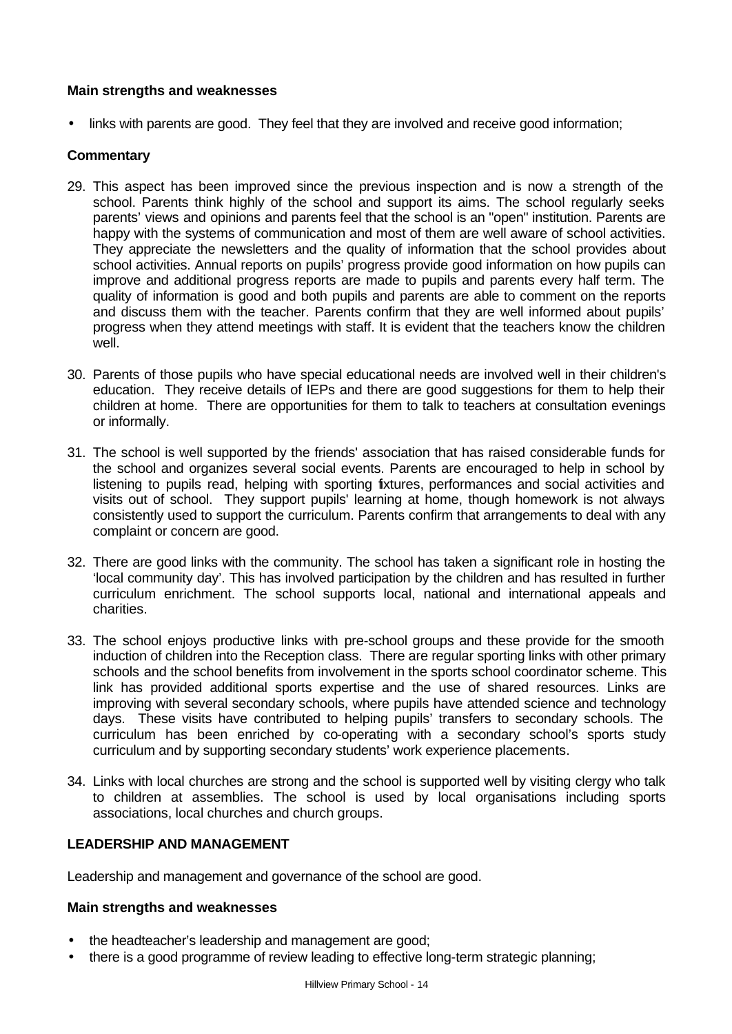**Main strengths and weaknesses**

- links with parents are good. They feel that they are involved and receive good information;

**Commentary**

29. This aspect has been improved since the previous inspection and is now a strength of the school. Parents think highly of the school and support its aims. The school regularly seeks parents' views and opinions and parents feel that the school is an "open" institution. Parents are happy with the systems of communication and most of them are well aware of school activities. They appreciate the newsletters and the quality of information that the school provides about school activities. Annual reports on pupils' progress provide good information on how pupils can improve and additional progress reports are made to pupils and parents every half term. The quality of information is good and both pupils and parents are able to comment on the reports and discuss them with the teacher. Parents confirm that they are well informed about pupils' progress when they attend meetings with staff. It is evident that the teachers know the children well.

30. Parents of those pupils who have special educational needs are involved well in their children's education. They receive details of IEPs and there are good suggestions for them to help their children at home. There are opportunities for them to talk to teachers at consultation evenings or informally.

31. The school is well supported by the friends' association that has raised considerable funds for the school and organizes several social events. Parents are encouraged to help in school by listening to pupils read, helping with sporting fixtures, performances and social activities and visits out of school. They support pupils' learning at home, though homework is not always consistently used to support the curriculum. Parents confirm that arrangements to deal with any complaint or concern are good.

32. There are good links with the community. The school has taken a significant role in hosting the 'local community day'. This has involved participation by the children and has resulted in further curriculum enrichment. The school supports local, national and international appeals and charities.

33. The school enjoys productive links with pre-school groups and these provide for the smooth induction of children into the Reception class. There are regular sporting links with other primary schools and the school benefits from involvement in the sports school coordinator scheme. This link has provided additional sports expertise and the use of shared resources. Links are improving with several secondary schools, where pupils have attended science and technology days. These visits have contributed to helping pupils' transfers to secondary schools. The curriculum has been enriched by co-operating with a secondary school's sports study curriculum and by supporting secondary students' work experience placements.

34. Links with local churches are strong and the school is supported well by visiting clergy who talk to children at assemblies. The school is used by local organisations including sports associations, local churches and church groups.

## LEADERSHIP AND MANAGEMENT

Leadership and management and governance of the school are good.

**Main strengths and weaknesses**

- the headteacher's leadership and management are good;
- there is a good programme of review leading to effective long-term strategic planning;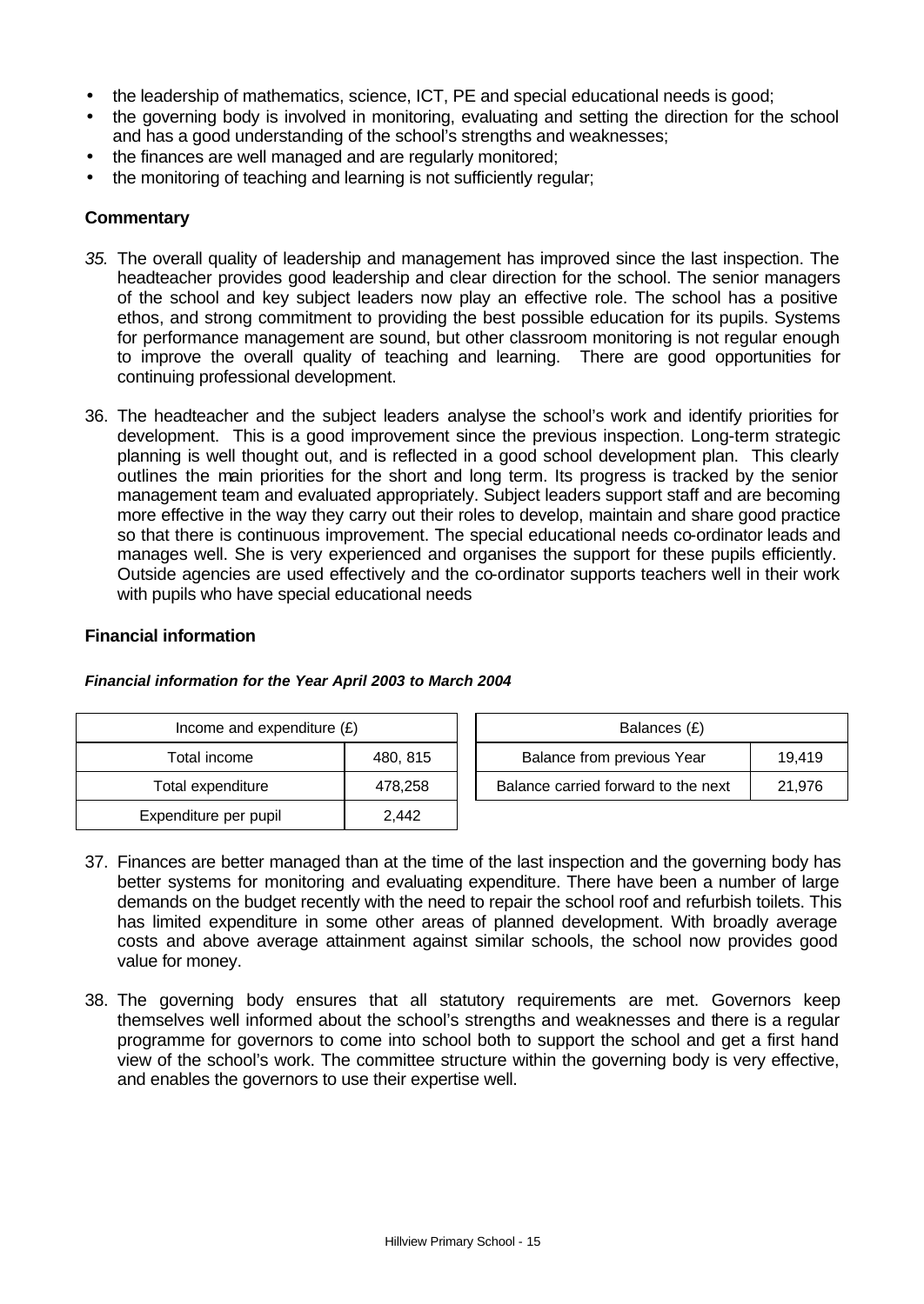- the leadership of mathematics, science, ICT, PE and special educational needs is good;
- the governing body is involved in monitoring, evaluating and setting the direction for the school and has a good understanding of the school's strengths and weaknesses;
- the finances are well managed and are regularly monitored;
- the monitoring of teaching and learning is not sufficiently regular;

### Commentary

*35.* The overall quality of leadership and management has improved since the last inspection. The headteacher provides good leadership and clear direction for the school. The senior managers of the school and key subject leaders now play an effective role. The school has a positive ethos, and strong commitment to providing the best possible education for its pupils. Systems for performance management are sound, but other classroom monitoring is not regular enough to improve the overall quality of teaching and learning. There are good opportunities for continuing professional development.

36. The headteacher and the subject leaders analyse the school's work and identify priorities for development. This is a good improvement since the previous inspection. Long-term strategic planning is well thought out, and is reflected in a good school development plan. This clearly outlines the main priorities for the short and long term. Its progress is tracked by the senior management team and evaluated appropriately. Subject leaders support staff and are becoming more effective in the way they carry out their roles to develop, maintain and share good practice so that there is continuous improvement. The special educational needs co-ordinator leads and manages well. She is very experienced and organises the support for these pupils efficiently. Outside agencies are used effectively and the co-ordinator supports teachers well in their work with pupils who have special educational needs

### Financial information

***Financial information for the Year April 2003 to March 2004***

| Income and expenditure (£) | |
|---|---|
| Total income | 480, 815 |
| Total expenditure | 478,258 |
| Expenditure per pupil | 2,442 |

| Balances (£) | |
|---|---|
| Balance from previous Year | 19,419 |
| Balance carried forward to the next | 21,976 |

37. Finances are better managed than at the time of the last inspection and the governing body has better systems for monitoring and evaluating expenditure. There have been a number of large demands on the budget recently with the need to repair the school roof and refurbish toilets. This has limited expenditure in some other areas of planned development. With broadly average costs and above average attainment against similar schools, the school now provides good value for money.

38. The governing body ensures that all statutory requirements are met. Governors keep themselves well informed about the school's strengths and weaknesses and there is a regular programme for governors to come into school both to support the school and get a first hand view of the school's work. The committee structure within the governing body is very effective, and enables the governors to use their expertise well.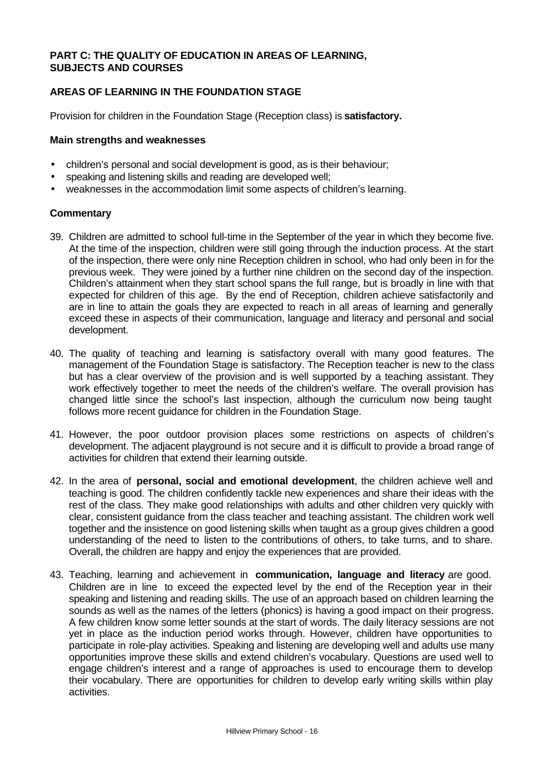## PART C: THE QUALITY OF EDUCATION IN AREAS OF LEARNING, SUBJECTS AND COURSES

### AREAS OF LEARNING IN THE FOUNDATION STAGE

Provision for children in the Foundation Stage (Reception class) is **satisfactory.**

#### Main strengths and weaknesses

- children's personal and social development is good, as is their behaviour;
- speaking and listening skills and reading are developed well;
- weaknesses in the accommodation limit some aspects of children's learning.

#### Commentary

39. Children are admitted to school full-time in the September of the year in which they become five. At the time of the inspection, children were still going through the induction process. At the start of the inspection, there were only nine Reception children in school, who had only been in for the previous week. They were joined by a further nine children on the second day of the inspection. Children's attainment when they start school spans the full range, but is broadly in line with that expected for children of this age. By the end of Reception, children achieve satisfactorily and are in line to attain the goals they are expected to reach in all areas of learning and generally exceed these in aspects of their communication, language and literacy and personal and social development.

40. The quality of teaching and learning is satisfactory overall with many good features. The management of the Foundation Stage is satisfactory. The Reception teacher is new to the class but has a clear overview of the provision and is well supported by a teaching assistant. They work effectively together to meet the needs of the children's welfare. The overall provision has changed little since the school's last inspection, although the curriculum now being taught follows more recent guidance for children in the Foundation Stage.

41. However, the poor outdoor provision places some restrictions on aspects of children's development. The adjacent playground is not secure and it is difficult to provide a broad range of activities for children that extend their learning outside.

42. In the area of **personal, social and emotional development**, the children achieve well and teaching is good. The children confidently tackle new experiences and share their ideas with the rest of the class. They make good relationships with adults and other children very quickly with clear, consistent guidance from the class teacher and teaching assistant. The children work well together and the insistence on good listening skills when taught as a group gives children a good understanding of the need to listen to the contributions of others, to take turns, and to share. Overall, the children are happy and enjoy the experiences that are provided.

43. Teaching, learning and achievement in **communication, language and literacy** are good. Children are in line to exceed the expected level by the end of the Reception year in their speaking and listening and reading skills. The use of an approach based on children learning the sounds as well as the names of the letters (phonics) is having a good impact on their progress. A few children know some letter sounds at the start of words. The daily literacy sessions are not yet in place as the induction period works through. However, children have opportunities to participate in role-play activities. Speaking and listening are developing well and adults use many opportunities improve these skills and extend children's vocabulary. Questions are used well to engage children's interest and a range of approaches is used to encourage them to develop their vocabulary. There are opportunities for children to develop early writing skills within play activities.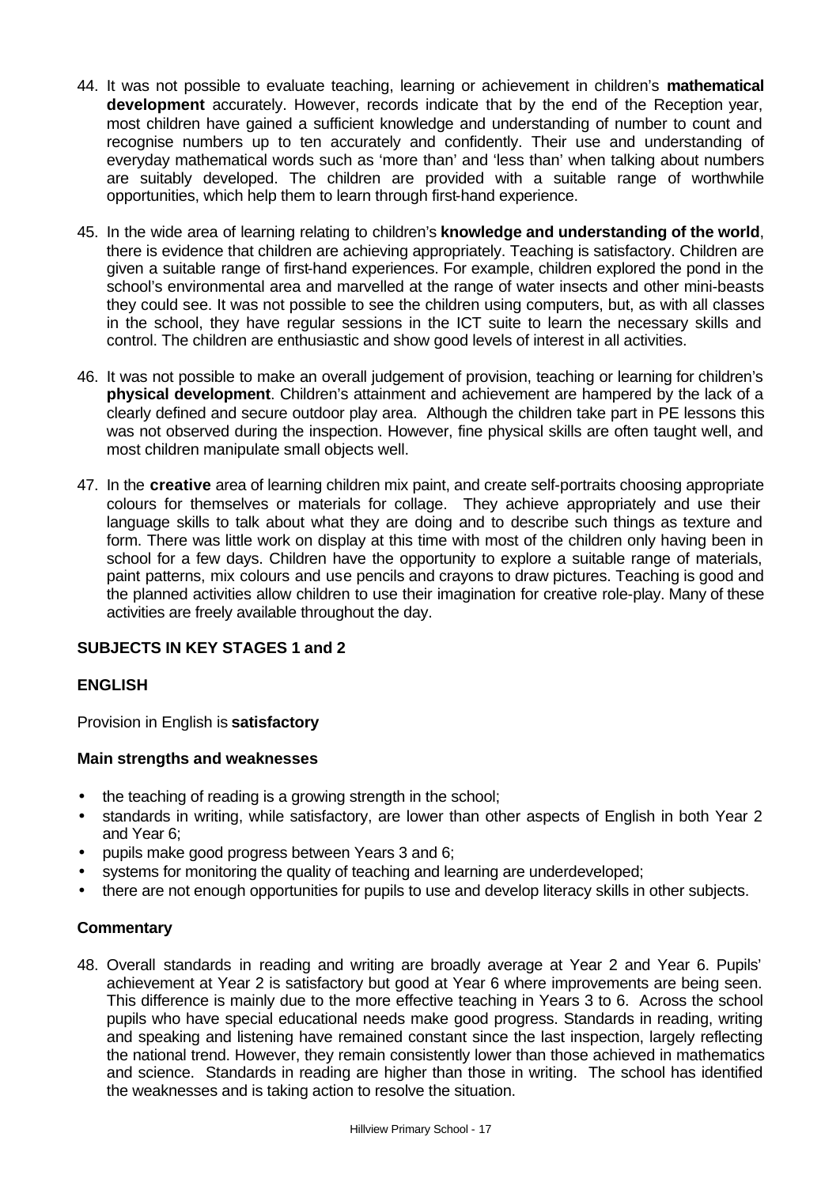44. It was not possible to evaluate teaching, learning or achievement in children's **mathematical development** accurately. However, records indicate that by the end of the Reception year, most children have gained a sufficient knowledge and understanding of number to count and recognise numbers up to ten accurately and confidently. Their use and understanding of everyday mathematical words such as 'more than' and 'less than' when talking about numbers are suitably developed. The children are provided with a suitable range of worthwhile opportunities, which help them to learn through first-hand experience.

45. In the wide area of learning relating to children's **knowledge and understanding of the world**, there is evidence that children are achieving appropriately. Teaching is satisfactory. Children are given a suitable range of first-hand experiences. For example, children explored the pond in the school's environmental area and marvelled at the range of water insects and other mini-beasts they could see. It was not possible to see the children using computers, but, as with all classes in the school, they have regular sessions in the ICT suite to learn the necessary skills and control. The children are enthusiastic and show good levels of interest in all activities.

46. It was not possible to make an overall judgement of provision, teaching or learning for children's **physical development**. Children's attainment and achievement are hampered by the lack of a clearly defined and secure outdoor play area. Although the children take part in PE lessons this was not observed during the inspection. However, fine physical skills are often taught well, and most children manipulate small objects well.

47. In the **creative** area of learning children mix paint, and create self-portraits choosing appropriate colours for themselves or materials for collage. They achieve appropriately and use their language skills to talk about what they are doing and to describe such things as texture and form. There was little work on display at this time with most of the children only having been in school for a few days. Children have the opportunity to explore a suitable range of materials, paint patterns, mix colours and use pencils and crayons to draw pictures. Teaching is good and the planned activities allow children to use their imagination for creative role-play. Many of these activities are freely available throughout the day.

## SUBJECTS IN KEY STAGES 1 and 2

### ENGLISH

Provision in English is **satisfactory**

#### Main strengths and weaknesses

- the teaching of reading is a growing strength in the school;
- standards in writing, while satisfactory, are lower than other aspects of English in both Year 2 and Year 6;
- pupils make good progress between Years 3 and 6;
- systems for monitoring the quality of teaching and learning are underdeveloped;
- there are not enough opportunities for pupils to use and develop literacy skills in other subjects.

#### Commentary

48. Overall standards in reading and writing are broadly average at Year 2 and Year 6. Pupils' achievement at Year 2 is satisfactory but good at Year 6 where improvements are being seen. This difference is mainly due to the more effective teaching in Years 3 to 6. Across the school pupils who have special educational needs make good progress. Standards in reading, writing and speaking and listening have remained constant since the last inspection, largely reflecting the national trend. However, they remain consistently lower than those achieved in mathematics and science. Standards in reading are higher than those in writing. The school has identified the weaknesses and is taking action to resolve the situation.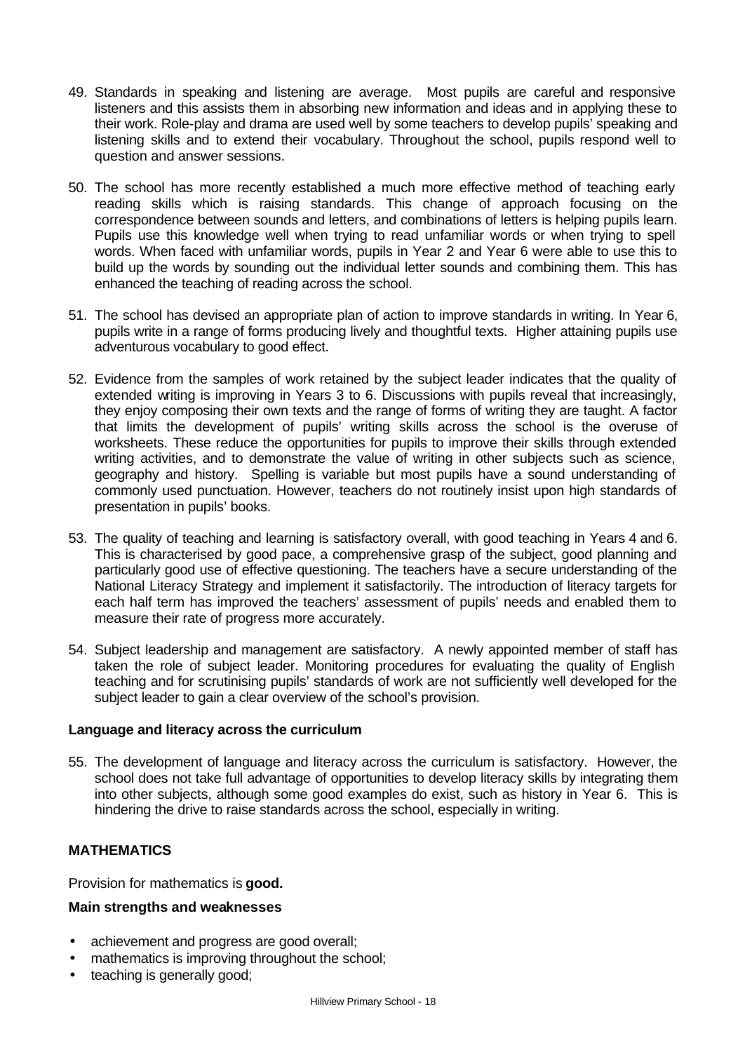49. Standards in speaking and listening are average. Most pupils are careful and responsive listeners and this assists them in absorbing new information and ideas and in applying these to their work. Role-play and drama are used well by some teachers to develop pupils' speaking and listening skills and to extend their vocabulary. Throughout the school, pupils respond well to question and answer sessions.

50. The school has more recently established a much more effective method of teaching early reading skills which is raising standards. This change of approach focusing on the correspondence between sounds and letters, and combinations of letters is helping pupils learn. Pupils use this knowledge well when trying to read unfamiliar words or when trying to spell words. When faced with unfamiliar words, pupils in Year 2 and Year 6 were able to use this to build up the words by sounding out the individual letter sounds and combining them. This has enhanced the teaching of reading across the school.

51. The school has devised an appropriate plan of action to improve standards in writing. In Year 6, pupils write in a range of forms producing lively and thoughtful texts. Higher attaining pupils use adventurous vocabulary to good effect.

52. Evidence from the samples of work retained by the subject leader indicates that the quality of extended writing is improving in Years 3 to 6. Discussions with pupils reveal that increasingly, they enjoy composing their own texts and the range of forms of writing they are taught. A factor that limits the development of pupils' writing skills across the school is the overuse of worksheets. These reduce the opportunities for pupils to improve their skills through extended writing activities, and to demonstrate the value of writing in other subjects such as science, geography and history. Spelling is variable but most pupils have a sound understanding of commonly used punctuation. However, teachers do not routinely insist upon high standards of presentation in pupils' books.

53. The quality of teaching and learning is satisfactory overall, with good teaching in Years 4 and 6. This is characterised by good pace, a comprehensive grasp of the subject, good planning and particularly good use of effective questioning. The teachers have a secure understanding of the National Literacy Strategy and implement it satisfactorily. The introduction of literacy targets for each half term has improved the teachers' assessment of pupils' needs and enabled them to measure their rate of progress more accurately.

54. Subject leadership and management are satisfactory. A newly appointed member of staff has taken the role of subject leader. Monitoring procedures for evaluating the quality of English teaching and for scrutinising pupils' standards of work are not sufficiently well developed for the subject leader to gain a clear overview of the school's provision.

**Language and literacy across the curriculum**

55. The development of language and literacy across the curriculum is satisfactory. However, the school does not take full advantage of opportunities to develop literacy skills by integrating them into other subjects, although some good examples do exist, such as history in Year 6. This is hindering the drive to raise standards across the school, especially in writing.

**MATHEMATICS**

Provision for mathematics is **good.**

**Main strengths and weaknesses**

- achievement and progress are good overall;
- mathematics is improving throughout the school;
- teaching is generally good;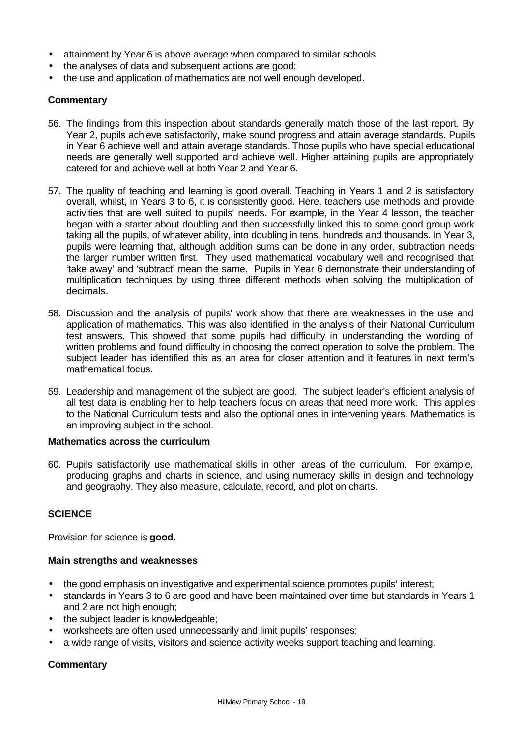- attainment by Year 6 is above average when compared to similar schools;
- the analyses of data and subsequent actions are good;
- the use and application of mathematics are not well enough developed.

**Commentary**

56. The findings from this inspection about standards generally match those of the last report. By Year 2, pupils achieve satisfactorily, make sound progress and attain average standards. Pupils in Year 6 achieve well and attain average standards. Those pupils who have special educational needs are generally well supported and achieve well. Higher attaining pupils are appropriately catered for and achieve well at both Year 2 and Year 6.

57. The quality of teaching and learning is good overall. Teaching in Years 1 and 2 is satisfactory overall, whilst, in Years 3 to 6, it is consistently good. Here, teachers use methods and provide activities that are well suited to pupils' needs. For example, in the Year 4 lesson, the teacher began with a starter about doubling and then successfully linked this to some good group work taking all the pupils, of whatever ability, into doubling in tens, hundreds and thousands. In Year 3, pupils were learning that, although addition sums can be done in any order, subtraction needs the larger number written first. They used mathematical vocabulary well and recognised that 'take away' and 'subtract' mean the same. Pupils in Year 6 demonstrate their understanding of multiplication techniques by using three different methods when solving the multiplication of decimals.

58. Discussion and the analysis of pupils' work show that there are weaknesses in the use and application of mathematics. This was also identified in the analysis of their National Curriculum test answers. This showed that some pupils had difficulty in understanding the wording of written problems and found difficulty in choosing the correct operation to solve the problem. The subject leader has identified this as an area for closer attention and it features in next term's mathematical focus.

59. Leadership and management of the subject are good. The subject leader's efficient analysis of all test data is enabling her to help teachers focus on areas that need more work. This applies to the National Curriculum tests and also the optional ones in intervening years. Mathematics is an improving subject in the school.

**Mathematics across the curriculum**

60. Pupils satisfactorily use mathematical skills in other areas of the curriculum. For example, producing graphs and charts in science, and using numeracy skills in design and technology and geography. They also measure, calculate, record, and plot on charts.

**SCIENCE**

Provision for science is **good.**

**Main strengths and weaknesses**

- the good emphasis on investigative and experimental science promotes pupils' interest;
- standards in Years 3 to 6 are good and have been maintained over time but standards in Years 1 and 2 are not high enough;
- the subject leader is knowledgeable;
- worksheets are often used unnecessarily and limit pupils' responses;
- a wide range of visits, visitors and science activity weeks support teaching and learning.

**Commentary**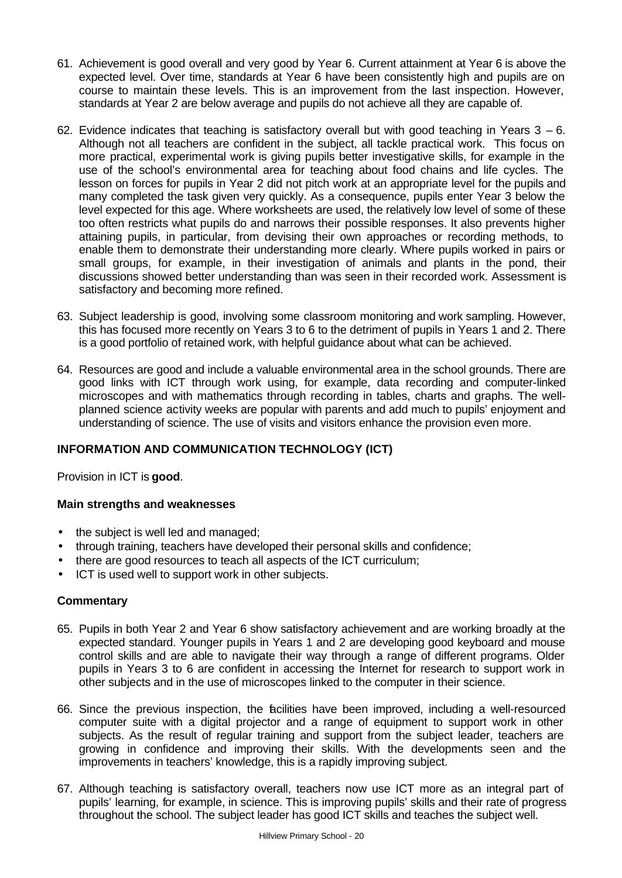61. Achievement is good overall and very good by Year 6. Current attainment at Year 6 is above the expected level. Over time, standards at Year 6 have been consistently high and pupils are on course to maintain these levels. This is an improvement from the last inspection. However, standards at Year 2 are below average and pupils do not achieve all they are capable of.

62. Evidence indicates that teaching is satisfactory overall but with good teaching in Years 3 – 6. Although not all teachers are confident in the subject, all tackle practical work. This focus on more practical, experimental work is giving pupils better investigative skills, for example in the use of the school's environmental area for teaching about food chains and life cycles. The lesson on forces for pupils in Year 2 did not pitch work at an appropriate level for the pupils and many completed the task given very quickly. As a consequence, pupils enter Year 3 below the level expected for this age. Where worksheets are used, the relatively low level of some of these too often restricts what pupils do and narrows their possible responses. It also prevents higher attaining pupils, in particular, from devising their own approaches or recording methods, to enable them to demonstrate their understanding more clearly. Where pupils worked in pairs or small groups, for example, in their investigation of animals and plants in the pond, their discussions showed better understanding than was seen in their recorded work. Assessment is satisfactory and becoming more refined.

63. Subject leadership is good, involving some classroom monitoring and work sampling. However, this has focused more recently on Years 3 to 6 to the detriment of pupils in Years 1 and 2. There is a good portfolio of retained work, with helpful guidance about what can be achieved.

64. Resources are good and include a valuable environmental area in the school grounds. There are good links with ICT through work using, for example, data recording and computer-linked microscopes and with mathematics through recording in tables, charts and graphs. The well-planned science activity weeks are popular with parents and add much to pupils' enjoyment and understanding of science. The use of visits and visitors enhance the provision even more.

## INFORMATION AND COMMUNICATION TECHNOLOGY (ICT)

Provision in ICT is **good**.

### Main strengths and weaknesses

- the subject is well led and managed;
- through training, teachers have developed their personal skills and confidence;
- there are good resources to teach all aspects of the ICT curriculum;
- ICT is used well to support work in other subjects.

### Commentary

65. Pupils in both Year 2 and Year 6 show satisfactory achievement and are working broadly at the expected standard. Younger pupils in Years 1 and 2 are developing good keyboard and mouse control skills and are able to navigate their way through a range of different programs. Older pupils in Years 3 to 6 are confident in accessing the Internet for research to support work in other subjects and in the use of microscopes linked to the computer in their science.

66. Since the previous inspection, the facilities have been improved, including a well-resourced computer suite with a digital projector and a range of equipment to support work in other subjects. As the result of regular training and support from the subject leader, teachers are growing in confidence and improving their skills. With the developments seen and the improvements in teachers' knowledge, this is a rapidly improving subject.

67. Although teaching is satisfactory overall, teachers now use ICT more as an integral part of pupils' learning, for example, in science. This is improving pupils' skills and their rate of progress throughout the school. The subject leader has good ICT skills and teaches the subject well.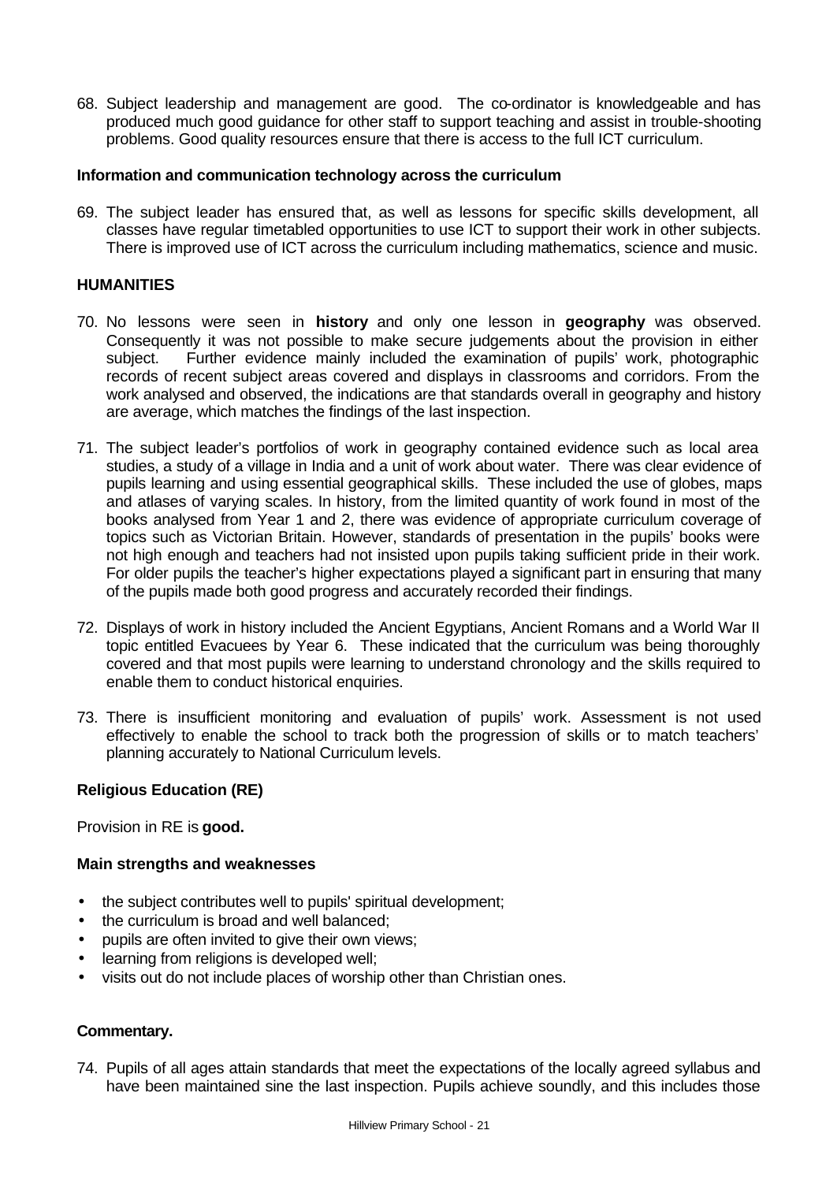68. Subject leadership and management are good. The co-ordinator is knowledgeable and has produced much good guidance for other staff to support teaching and assist in trouble-shooting problems. Good quality resources ensure that there is access to the full ICT curriculum.

**Information and communication technology across the curriculum**

69. The subject leader has ensured that, as well as lessons for specific skills development, all classes have regular timetabled opportunities to use ICT to support their work in other subjects. There is improved use of ICT across the curriculum including mathematics, science and music.

**HUMANITIES**

70. No lessons were seen in **history** and only one lesson in **geography** was observed. Consequently it was not possible to make secure judgements about the provision in either subject. Further evidence mainly included the examination of pupils' work, photographic records of recent subject areas covered and displays in classrooms and corridors. From the work analysed and observed, the indications are that standards overall in geography and history are average, which matches the findings of the last inspection.

71. The subject leader's portfolios of work in geography contained evidence such as local area studies, a study of a village in India and a unit of work about water. There was clear evidence of pupils learning and using essential geographical skills. These included the use of globes, maps and atlases of varying scales. In history, from the limited quantity of work found in most of the books analysed from Year 1 and 2, there was evidence of appropriate curriculum coverage of topics such as Victorian Britain. However, standards of presentation in the pupils' books were not high enough and teachers had not insisted upon pupils taking sufficient pride in their work. For older pupils the teacher's higher expectations played a significant part in ensuring that many of the pupils made both good progress and accurately recorded their findings.

72. Displays of work in history included the Ancient Egyptians, Ancient Romans and a World War II topic entitled Evacuees by Year 6. These indicated that the curriculum was being thoroughly covered and that most pupils were learning to understand chronology and the skills required to enable them to conduct historical enquiries.

73. There is insufficient monitoring and evaluation of pupils' work. Assessment is not used effectively to enable the school to track both the progression of skills or to match teachers' planning accurately to National Curriculum levels.

**Religious Education (RE)**

Provision in RE is **good.**

**Main strengths and weaknesses**

- the subject contributes well to pupils' spiritual development;
- the curriculum is broad and well balanced;
- pupils are often invited to give their own views;
- learning from religions is developed well;
- visits out do not include places of worship other than Christian ones.

**Commentary.**

74. Pupils of all ages attain standards that meet the expectations of the locally agreed syllabus and have been maintained sine the last inspection. Pupils achieve soundly, and this includes those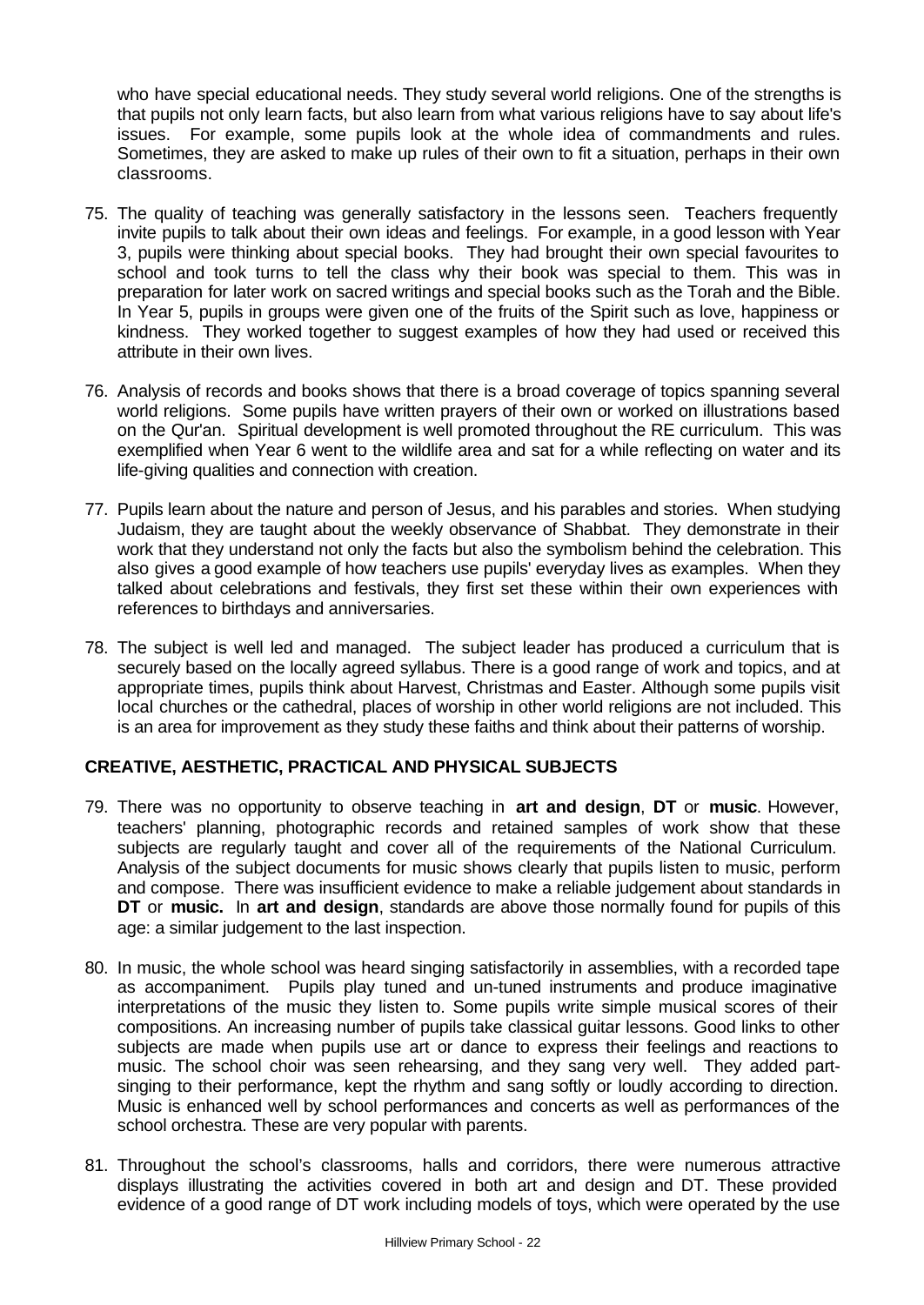who have special educational needs. They study several world religions. One of the strengths is that pupils not only learn facts, but also learn from what various religions have to say about life's issues. For example, some pupils look at the whole idea of commandments and rules. Sometimes, they are asked to make up rules of their own to fit a situation, perhaps in their own classrooms.

75. The quality of teaching was generally satisfactory in the lessons seen. Teachers frequently invite pupils to talk about their own ideas and feelings. For example, in a good lesson with Year 3, pupils were thinking about special books. They had brought their own special favourites to school and took turns to tell the class why their book was special to them. This was in preparation for later work on sacred writings and special books such as the Torah and the Bible. In Year 5, pupils in groups were given one of the fruits of the Spirit such as love, happiness or kindness. They worked together to suggest examples of how they had used or received this attribute in their own lives.

76. Analysis of records and books shows that there is a broad coverage of topics spanning several world religions. Some pupils have written prayers of their own or worked on illustrations based on the Qur'an. Spiritual development is well promoted throughout the RE curriculum. This was exemplified when Year 6 went to the wildlife area and sat for a while reflecting on water and its life-giving qualities and connection with creation.

77. Pupils learn about the nature and person of Jesus, and his parables and stories. When studying Judaism, they are taught about the weekly observance of Shabbat. They demonstrate in their work that they understand not only the facts but also the symbolism behind the celebration. This also gives a good example of how teachers use pupils' everyday lives as examples. When they talked about celebrations and festivals, they first set these within their own experiences with references to birthdays and anniversaries.

78. The subject is well led and managed. The subject leader has produced a curriculum that is securely based on the locally agreed syllabus. There is a good range of work and topics, and at appropriate times, pupils think about Harvest, Christmas and Easter. Although some pupils visit local churches or the cathedral, places of worship in other world religions are not included. This is an area for improvement as they study these faiths and think about their patterns of worship.

## CREATIVE, AESTHETIC, PRACTICAL AND PHYSICAL SUBJECTS

79. There was no opportunity to observe teaching in **art and design**, **DT** or **music**. However, teachers' planning, photographic records and retained samples of work show that these subjects are regularly taught and cover all of the requirements of the National Curriculum. Analysis of the subject documents for music shows clearly that pupils listen to music, perform and compose. There was insufficient evidence to make a reliable judgement about standards in **DT** or **music.** In **art and design**, standards are above those normally found for pupils of this age: a similar judgement to the last inspection.

80. In music, the whole school was heard singing satisfactorily in assemblies, with a recorded tape as accompaniment. Pupils play tuned and un-tuned instruments and produce imaginative interpretations of the music they listen to. Some pupils write simple musical scores of their compositions. An increasing number of pupils take classical guitar lessons. Good links to other subjects are made when pupils use art or dance to express their feelings and reactions to music. The school choir was seen rehearsing, and they sang very well. They added part-singing to their performance, kept the rhythm and sang softly or loudly according to direction. Music is enhanced well by school performances and concerts as well as performances of the school orchestra. These are very popular with parents.

81. Throughout the school's classrooms, halls and corridors, there were numerous attractive displays illustrating the activities covered in both art and design and DT. These provided evidence of a good range of DT work including models of toys, which were operated by the use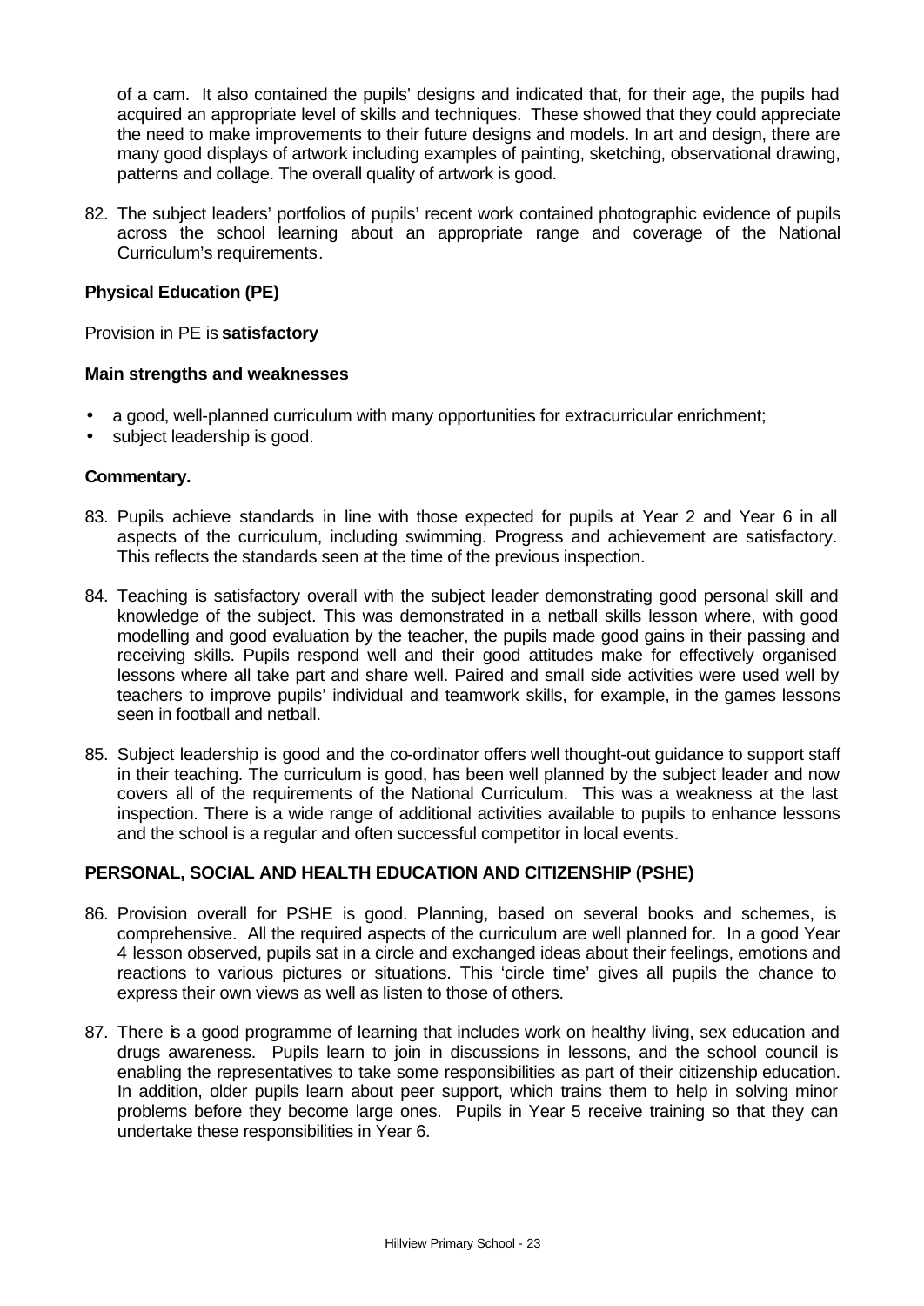of a cam. It also contained the pupils' designs and indicated that, for their age, the pupils had acquired an appropriate level of skills and techniques. These showed that they could appreciate the need to make improvements to their future designs and models. In art and design, there are many good displays of artwork including examples of painting, sketching, observational drawing, patterns and collage. The overall quality of artwork is good.

82. The subject leaders' portfolios of pupils' recent work contained photographic evidence of pupils across the school learning about an appropriate range and coverage of the National Curriculum's requirements.

**Physical Education (PE)**

Provision in PE is **satisfactory**

**Main strengths and weaknesses**

- a good, well-planned curriculum with many opportunities for extracurricular enrichment;
- subject leadership is good.

**Commentary.**

83. Pupils achieve standards in line with those expected for pupils at Year 2 and Year 6 in all aspects of the curriculum, including swimming. Progress and achievement are satisfactory. This reflects the standards seen at the time of the previous inspection.

84. Teaching is satisfactory overall with the subject leader demonstrating good personal skill and knowledge of the subject. This was demonstrated in a netball skills lesson where, with good modelling and good evaluation by the teacher, the pupils made good gains in their passing and receiving skills. Pupils respond well and their good attitudes make for effectively organised lessons where all take part and share well. Paired and small side activities were used well by teachers to improve pupils' individual and teamwork skills, for example, in the games lessons seen in football and netball.

85. Subject leadership is good and the co-ordinator offers well thought-out guidance to support staff in their teaching. The curriculum is good, has been well planned by the subject leader and now covers all of the requirements of the National Curriculum. This was a weakness at the last inspection. There is a wide range of additional activities available to pupils to enhance lessons and the school is a regular and often successful competitor in local events.

**PERSONAL, SOCIAL AND HEALTH EDUCATION AND CITIZENSHIP (PSHE)**

86. Provision overall for PSHE is good. Planning, based on several books and schemes, is comprehensive. All the required aspects of the curriculum are well planned for. In a good Year 4 lesson observed, pupils sat in a circle and exchanged ideas about their feelings, emotions and reactions to various pictures or situations. This 'circle time' gives all pupils the chance to express their own views as well as listen to those of others.

87. There is a good programme of learning that includes work on healthy living, sex education and drugs awareness. Pupils learn to join in discussions in lessons, and the school council is enabling the representatives to take some responsibilities as part of their citizenship education. In addition, older pupils learn about peer support, which trains them to help in solving minor problems before they become large ones. Pupils in Year 5 receive training so that they can undertake these responsibilities in Year 6.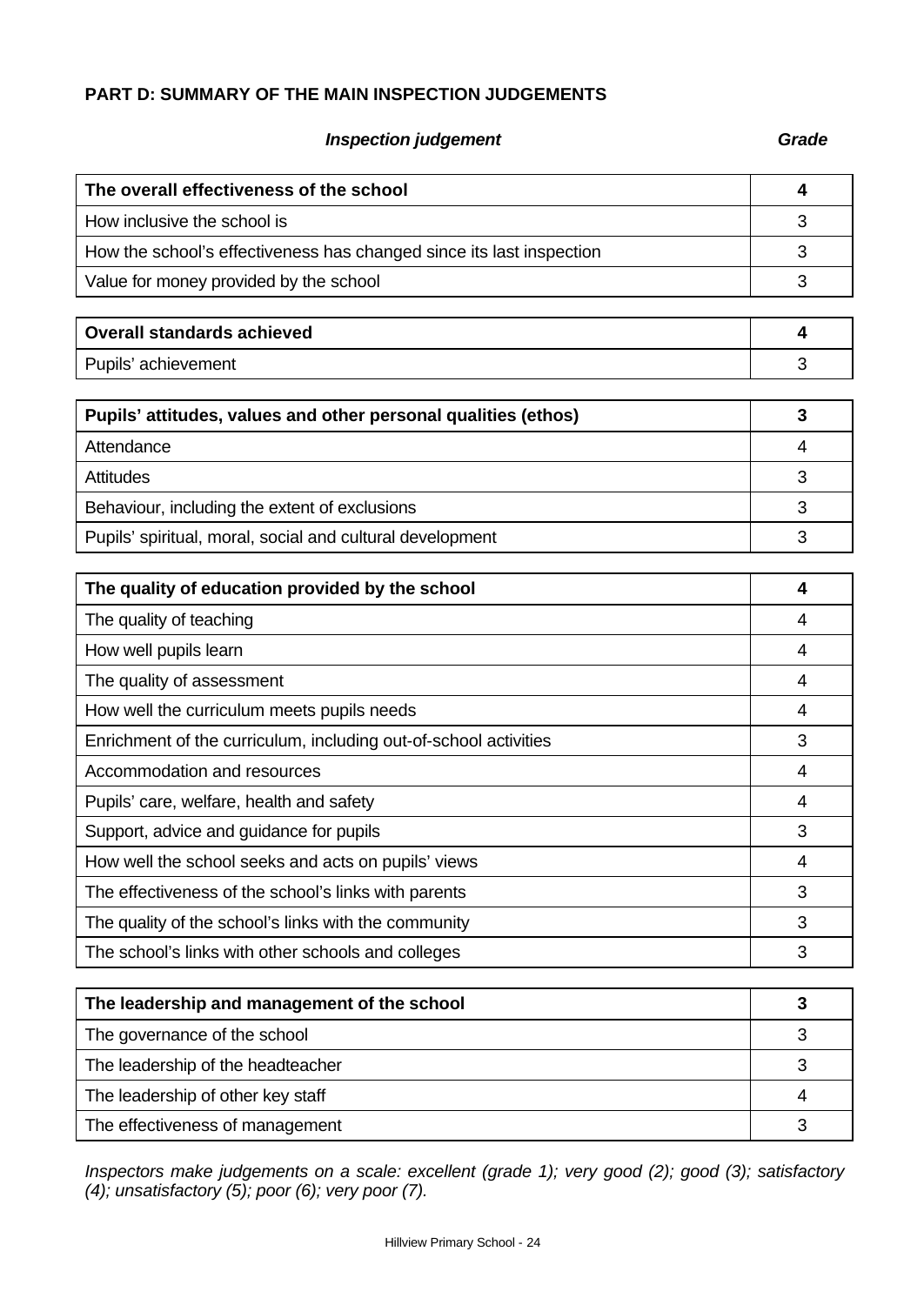**PART D: SUMMARY OF THE MAIN INSPECTION JUDGEMENTS**

| ***Inspection judgement*** | ***Grade*** |
|---|---|
| **The overall effectiveness of the school** | **4** |
| How inclusive the school is | 3 |
| How the school's effectiveness has changed since its last inspection | 3 |
| Value for money provided by the school | 3 |
| **Overall standards achieved** | **4** |
| Pupils' achievement | 3 |
| **Pupils' attitudes, values and other personal qualities (ethos)** | **3** |
| Attendance | 4 |
| Attitudes | 3 |
| Behaviour, including the extent of exclusions | 3 |
| Pupils' spiritual, moral, social and cultural development | 3 |
| **The quality of education provided by the school** | **4** |
| The quality of teaching | 4 |
| How well pupils learn | 4 |
| The quality of assessment | 4 |
| How well the curriculum meets pupils needs | 4 |
| Enrichment of the curriculum, including out-of-school activities | 3 |
| Accommodation and resources | 4 |
| Pupils' care, welfare, health and safety | 4 |
| Support, advice and guidance for pupils | 3 |
| How well the school seeks and acts on pupils' views | 4 |
| The effectiveness of the school's links with parents | 3 |
| The quality of the school's links with the community | 3 |
| The school's links with other schools and colleges | 3 |
| **The leadership and management of the school** | **3** |
| The governance of the school | 3 |
| The leadership of the headteacher | 3 |
| The leadership of other key staff | 4 |
| The effectiveness of management | 3 |

*Inspectors make judgements on a scale: excellent (grade 1); very good (2); good (3); satisfactory (4); unsatisfactory (5); poor (6); very poor (7).*